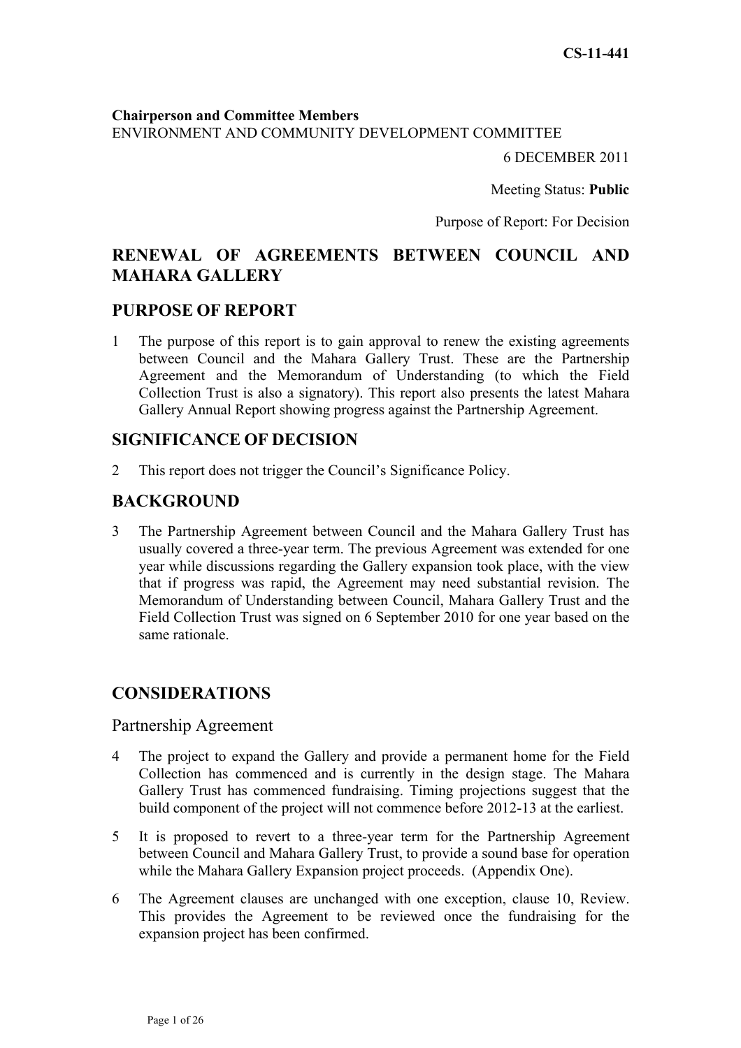CS-11-441

**Chairperson and Committee Members**
ENVIRONMENT AND COMMUNITY DEVELOPMENT COMMITTEE

6 DECEMBER 2011

Meeting Status: **Public**

Purpose of Report: For Decision

# RENEWAL OF AGREEMENTS BETWEEN COUNCIL AND MAHARA GALLERY

## PURPOSE OF REPORT

1 The purpose of this report is to gain approval to renew the existing agreements between Council and the Mahara Gallery Trust. These are the Partnership Agreement and the Memorandum of Understanding (to which the Field Collection Trust is also a signatory). This report also presents the latest Mahara Gallery Annual Report showing progress against the Partnership Agreement.

## SIGNIFICANCE OF DECISION

2 This report does not trigger the Council's Significance Policy.

## BACKGROUND

3 The Partnership Agreement between Council and the Mahara Gallery Trust has usually covered a three-year term. The previous Agreement was extended for one year while discussions regarding the Gallery expansion took place, with the view that if progress was rapid, the Agreement may need substantial revision. The Memorandum of Understanding between Council, Mahara Gallery Trust and the Field Collection Trust was signed on 6 September 2010 for one year based on the same rationale.

## CONSIDERATIONS

### Partnership Agreement

4 The project to expand the Gallery and provide a permanent home for the Field Collection has commenced and is currently in the design stage. The Mahara Gallery Trust has commenced fundraising. Timing projections suggest that the build component of the project will not commence before 2012-13 at the earliest.

5 It is proposed to revert to a three-year term for the Partnership Agreement between Council and Mahara Gallery Trust, to provide a sound base for operation while the Mahara Gallery Expansion project proceeds. (Appendix One).

6 The Agreement clauses are unchanged with one exception, clause 10, Review. This provides the Agreement to be reviewed once the fundraising for the expansion project has been confirmed.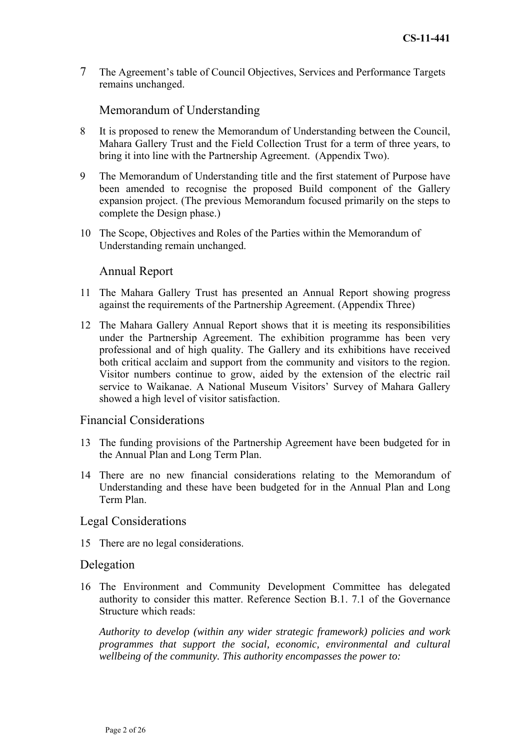7 The Agreement's table of Council Objectives, Services and Performance Targets remains unchanged.

### Memorandum of Understanding

8 It is proposed to renew the Memorandum of Understanding between the Council, Mahara Gallery Trust and the Field Collection Trust for a term of three years, to bring it into line with the Partnership Agreement. (Appendix Two).

9 The Memorandum of Understanding title and the first statement of Purpose have been amended to recognise the proposed Build component of the Gallery expansion project. (The previous Memorandum focused primarily on the steps to complete the Design phase.)

10 The Scope, Objectives and Roles of the Parties within the Memorandum of Understanding remain unchanged.

### Annual Report

11 The Mahara Gallery Trust has presented an Annual Report showing progress against the requirements of the Partnership Agreement. (Appendix Three)

12 The Mahara Gallery Annual Report shows that it is meeting its responsibilities under the Partnership Agreement. The exhibition programme has been very professional and of high quality. The Gallery and its exhibitions have received both critical acclaim and support from the community and visitors to the region. Visitor numbers continue to grow, aided by the extension of the electric rail service to Waikanae. A National Museum Visitors' Survey of Mahara Gallery showed a high level of visitor satisfaction.

## Financial Considerations

13 The funding provisions of the Partnership Agreement have been budgeted for in the Annual Plan and Long Term Plan.

14 There are no new financial considerations relating to the Memorandum of Understanding and these have been budgeted for in the Annual Plan and Long Term Plan.

## Legal Considerations

15 There are no legal considerations.

## Delegation

16 The Environment and Community Development Committee has delegated authority to consider this matter. Reference Section B.1. 7.1 of the Governance Structure which reads:

*Authority to develop (within any wider strategic framework) policies and work programmes that support the social, economic, environmental and cultural wellbeing of the community. This authority encompasses the power to:*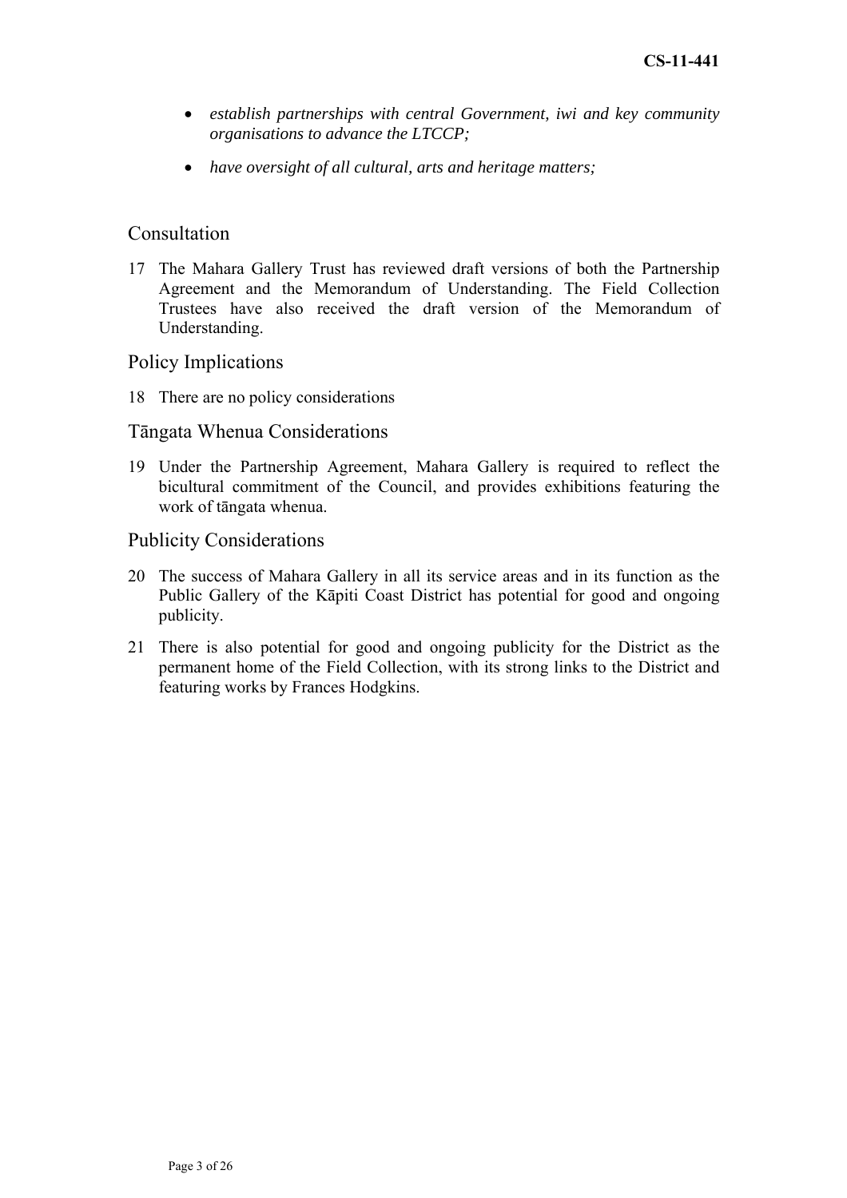- *establish partnerships with central Government, iwi and key community organisations to advance the LTCCP;*
- *have oversight of all cultural, arts and heritage matters;*

## Consultation

17 The Mahara Gallery Trust has reviewed draft versions of both the Partnership Agreement and the Memorandum of Understanding. The Field Collection Trustees have also received the draft version of the Memorandum of Understanding.

## Policy Implications

18 There are no policy considerations

## Tāngata Whenua Considerations

19 Under the Partnership Agreement, Mahara Gallery is required to reflect the bicultural commitment of the Council, and provides exhibitions featuring the work of tāngata whenua.

## Publicity Considerations

20 The success of Mahara Gallery in all its service areas and in its function as the Public Gallery of the Kāpiti Coast District has potential for good and ongoing publicity.

21 There is also potential for good and ongoing publicity for the District as the permanent home of the Field Collection, with its strong links to the District and featuring works by Frances Hodgkins.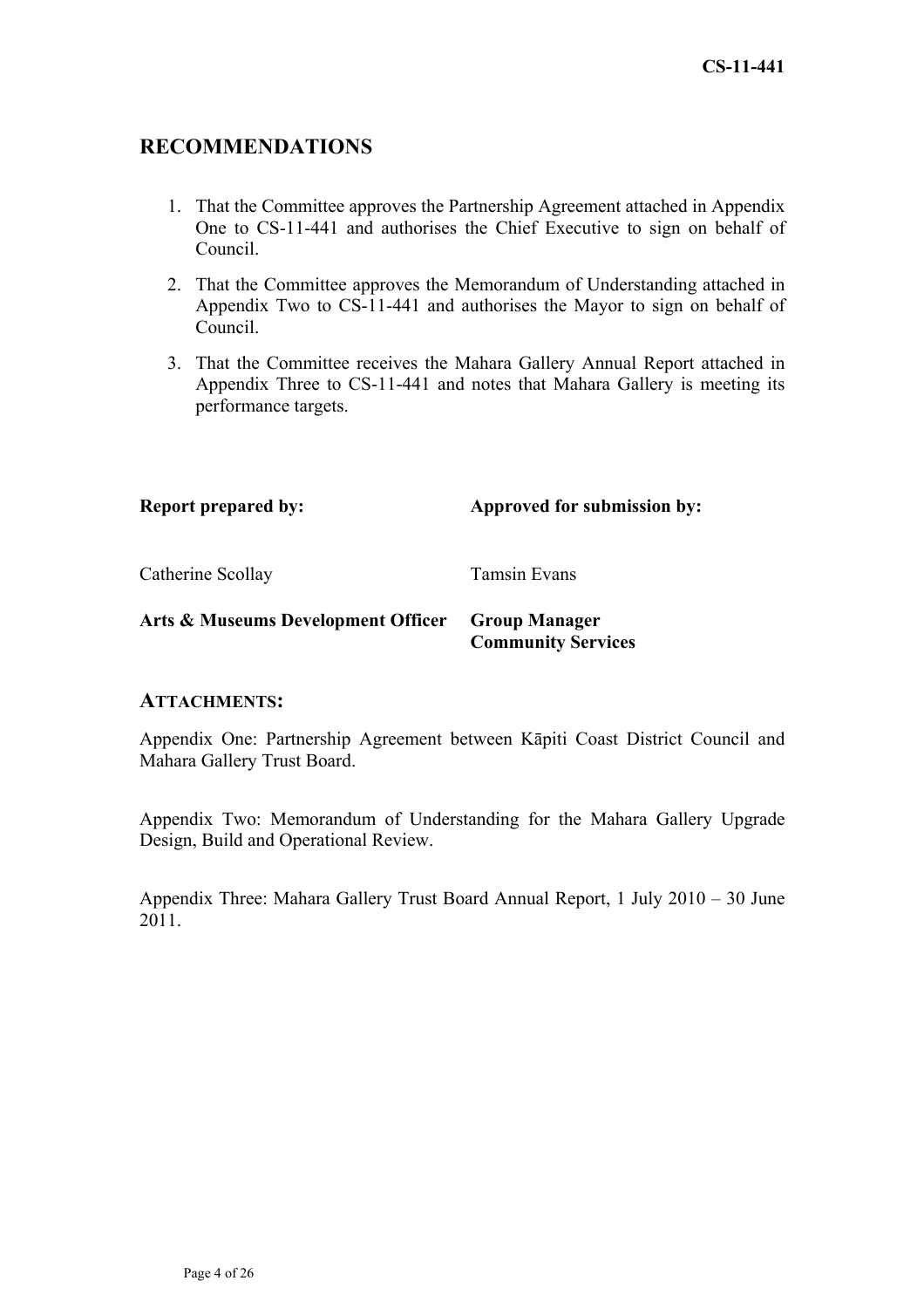## RECOMMENDATIONS

1. That the Committee approves the Partnership Agreement attached in Appendix One to CS-11-441 and authorises the Chief Executive to sign on behalf of Council.
2. That the Committee approves the Memorandum of Understanding attached in Appendix Two to CS-11-441 and authorises the Mayor to sign on behalf of Council.
3. That the Committee receives the Mahara Gallery Annual Report attached in Appendix Three to CS-11-441 and notes that Mahara Gallery is meeting its performance targets.

| **Report prepared by:** | **Approved for submission by:** |
|---|---|
| Catherine Scollay | Tamsin Evans |
| **Arts & Museums Development Officer** | **Group Manager Community Services** |

### ATTACHMENTS:

Appendix One: Partnership Agreement between Kāpiti Coast District Council and Mahara Gallery Trust Board.

Appendix Two: Memorandum of Understanding for the Mahara Gallery Upgrade Design, Build and Operational Review.

Appendix Three: Mahara Gallery Trust Board Annual Report, 1 July 2010 – 30 June 2011.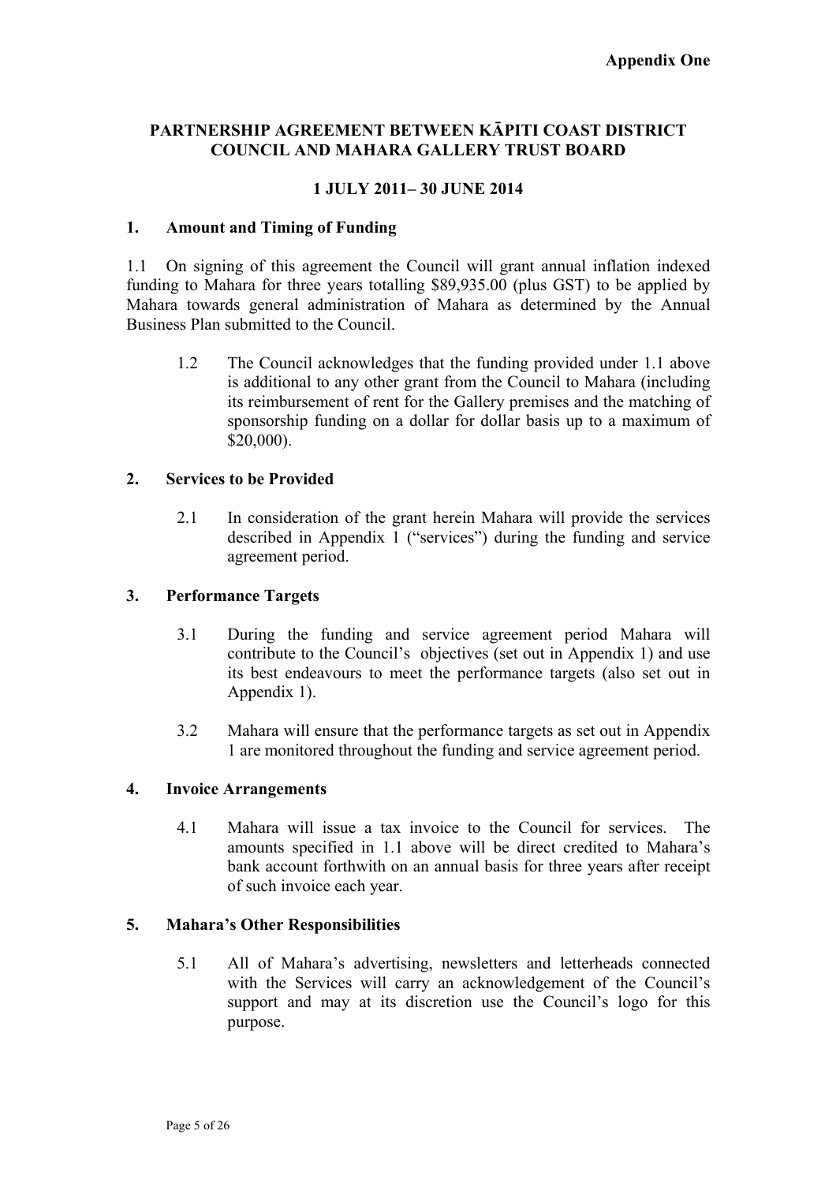**Appendix One**

## PARTNERSHIP AGREEMENT BETWEEN KĀPITI COAST DISTRICT COUNCIL AND MAHARA GALLERY TRUST BOARD

### 1 JULY 2011– 30 JUNE 2014

### 1. Amount and Timing of Funding

1.1 On signing of this agreement the Council will grant annual inflation indexed funding to Mahara for three years totalling $89,935.00 (plus GST) to be applied by Mahara towards general administration of Mahara as determined by the Annual Business Plan submitted to the Council.

1.2 The Council acknowledges that the funding provided under 1.1 above is additional to any other grant from the Council to Mahara (including its reimbursement of rent for the Gallery premises and the matching of sponsorship funding on a dollar for dollar basis up to a maximum of $20,000).

### 2. Services to be Provided

2.1 In consideration of the grant herein Mahara will provide the services described in Appendix 1 ("services") during the funding and service agreement period.

### 3. Performance Targets

3.1 During the funding and service agreement period Mahara will contribute to the Council's objectives (set out in Appendix 1) and use its best endeavours to meet the performance targets (also set out in Appendix 1).

3.2 Mahara will ensure that the performance targets as set out in Appendix 1 are monitored throughout the funding and service agreement period.

### 4. Invoice Arrangements

4.1 Mahara will issue a tax invoice to the Council for services. The amounts specified in 1.1 above will be direct credited to Mahara's bank account forthwith on an annual basis for three years after receipt of such invoice each year.

### 5. Mahara's Other Responsibilities

5.1 All of Mahara's advertising, newsletters and letterheads connected with the Services will carry an acknowledgement of the Council's support and may at its discretion use the Council's logo for this purpose.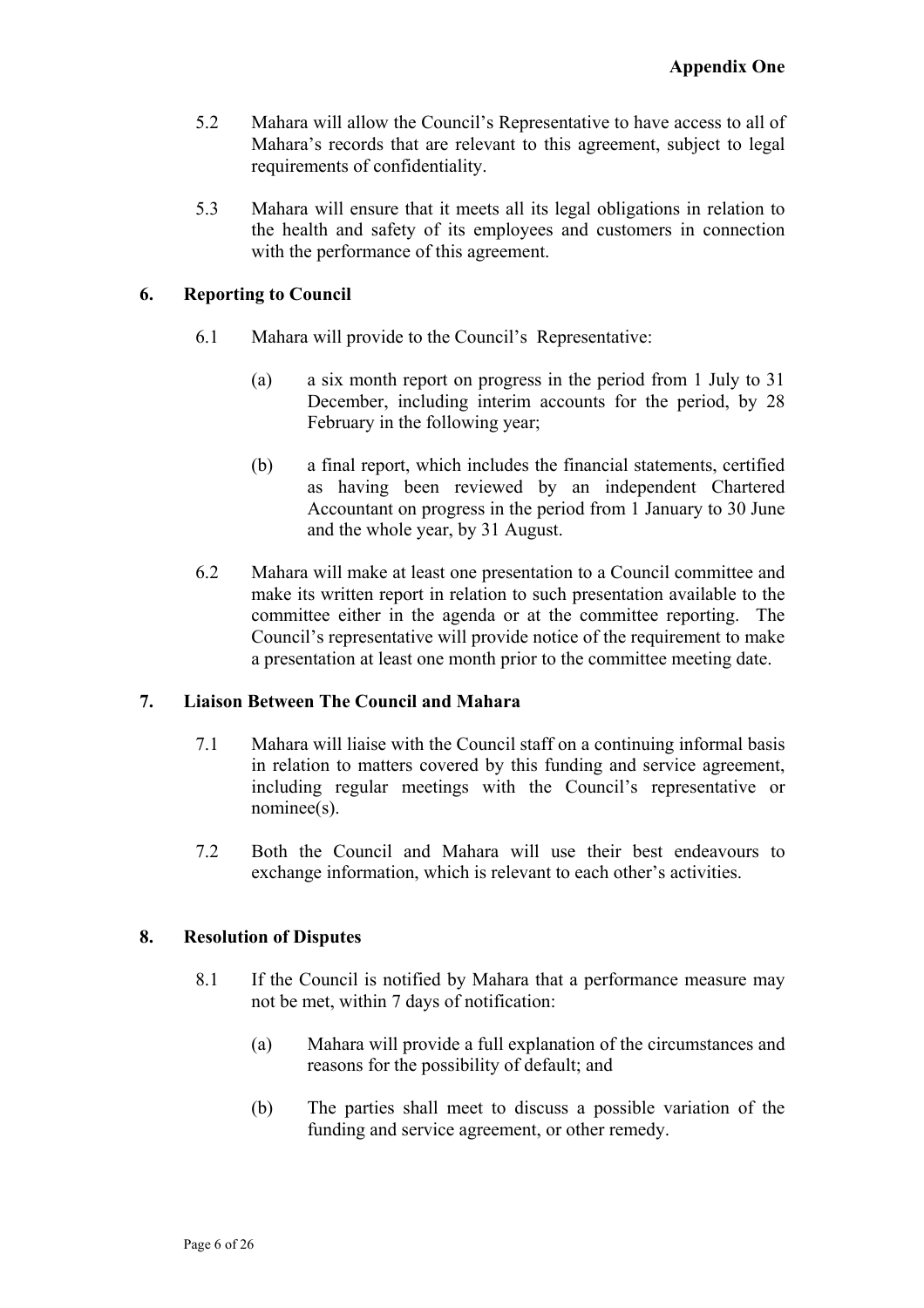5.2 Mahara will allow the Council's Representative to have access to all of Mahara's records that are relevant to this agreement, subject to legal requirements of confidentiality.

5.3 Mahara will ensure that it meets all its legal obligations in relation to the health and safety of its employees and customers in connection with the performance of this agreement.

## 6. Reporting to Council

6.1 Mahara will provide to the Council's Representative:

(a) a six month report on progress in the period from 1 July to 31 December, including interim accounts for the period, by 28 February in the following year;

(b) a final report, which includes the financial statements, certified as having been reviewed by an independent Chartered Accountant on progress in the period from 1 January to 30 June and the whole year, by 31 August.

6.2 Mahara will make at least one presentation to a Council committee and make its written report in relation to such presentation available to the committee either in the agenda or at the committee reporting. The Council's representative will provide notice of the requirement to make a presentation at least one month prior to the committee meeting date.

## 7. Liaison Between The Council and Mahara

7.1 Mahara will liaise with the Council staff on a continuing informal basis in relation to matters covered by this funding and service agreement, including regular meetings with the Council's representative or nominee(s).

7.2 Both the Council and Mahara will use their best endeavours to exchange information, which is relevant to each other's activities.

## 8. Resolution of Disputes

8.1 If the Council is notified by Mahara that a performance measure may not be met, within 7 days of notification:

(a) Mahara will provide a full explanation of the circumstances and reasons for the possibility of default; and

(b) The parties shall meet to discuss a possible variation of the funding and service agreement, or other remedy.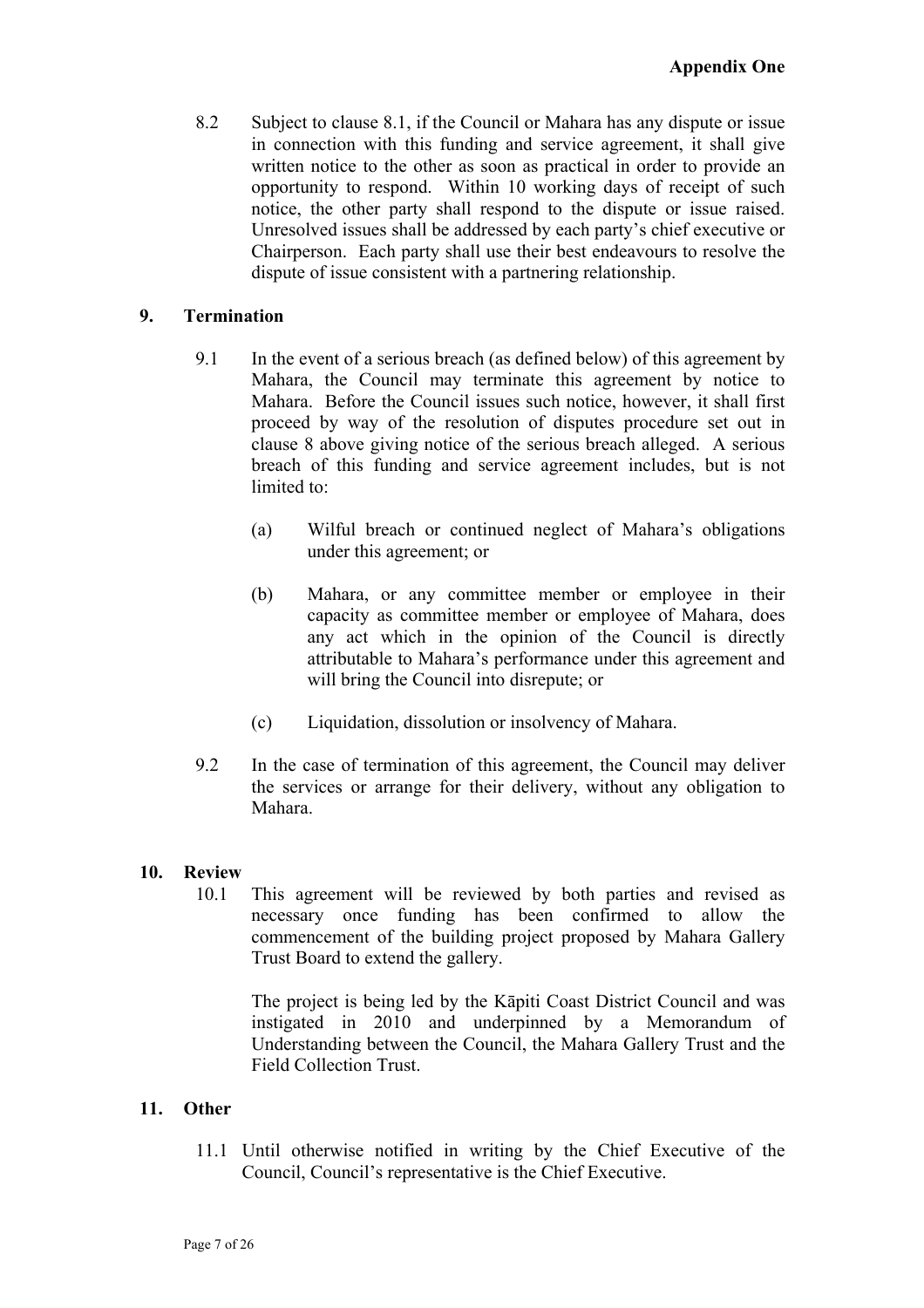8.2 Subject to clause 8.1, if the Council or Mahara has any dispute or issue in connection with this funding and service agreement, it shall give written notice to the other as soon as practical in order to provide an opportunity to respond. Within 10 working days of receipt of such notice, the other party shall respond to the dispute or issue raised. Unresolved issues shall be addressed by each party's chief executive or Chairperson. Each party shall use their best endeavours to resolve the dispute of issue consistent with a partnering relationship.

## 9. Termination

9.1 In the event of a serious breach (as defined below) of this agreement by Mahara, the Council may terminate this agreement by notice to Mahara. Before the Council issues such notice, however, it shall first proceed by way of the resolution of disputes procedure set out in clause 8 above giving notice of the serious breach alleged. A serious breach of this funding and service agreement includes, but is not limited to:

(a) Wilful breach or continued neglect of Mahara's obligations under this agreement; or

(b) Mahara, or any committee member or employee in their capacity as committee member or employee of Mahara, does any act which in the opinion of the Council is directly attributable to Mahara's performance under this agreement and will bring the Council into disrepute; or

(c) Liquidation, dissolution or insolvency of Mahara.

9.2 In the case of termination of this agreement, the Council may deliver the services or arrange for their delivery, without any obligation to Mahara.

## 10. Review

10.1 This agreement will be reviewed by both parties and revised as necessary once funding has been confirmed to allow the commencement of the building project proposed by Mahara Gallery Trust Board to extend the gallery.

The project is being led by the Kāpiti Coast District Council and was instigated in 2010 and underpinned by a Memorandum of Understanding between the Council, the Mahara Gallery Trust and the Field Collection Trust.

## 11. Other

11.1 Until otherwise notified in writing by the Chief Executive of the Council, Council's representative is the Chief Executive.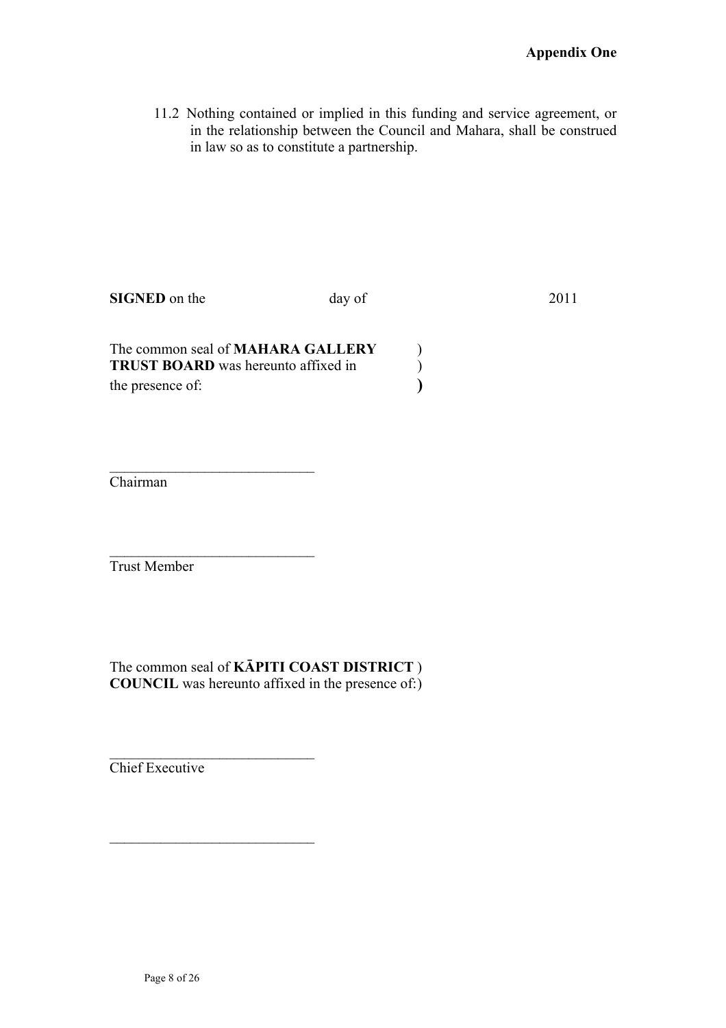**Appendix One**

11.2 Nothing contained or implied in this funding and service agreement, or in the relationship between the Council and Mahara, shall be construed in law so as to constitute a partnership.

**SIGNED** on the day of 2011

The common seal of **MAHARA GALLERY TRUST BOARD** was hereunto affixed in the presence of: )

\_\_\_\_\_\_\_\_\_\_\_\_\_\_\_\_\_\_\_\_\_\_\_\_\_\_\_\_
Chairman

\_\_\_\_\_\_\_\_\_\_\_\_\_\_\_\_\_\_\_\_\_\_\_\_\_\_\_\_
Trust Member

The common seal of **KĀPITI COAST DISTRICT COUNCIL** was hereunto affixed in the presence of: )

\_\_\_\_\_\_\_\_\_\_\_\_\_\_\_\_\_\_\_\_\_\_\_\_\_\_\_\_
Chief Executive

\_\_\_\_\_\_\_\_\_\_\_\_\_\_\_\_\_\_\_\_\_\_\_\_\_\_\_\_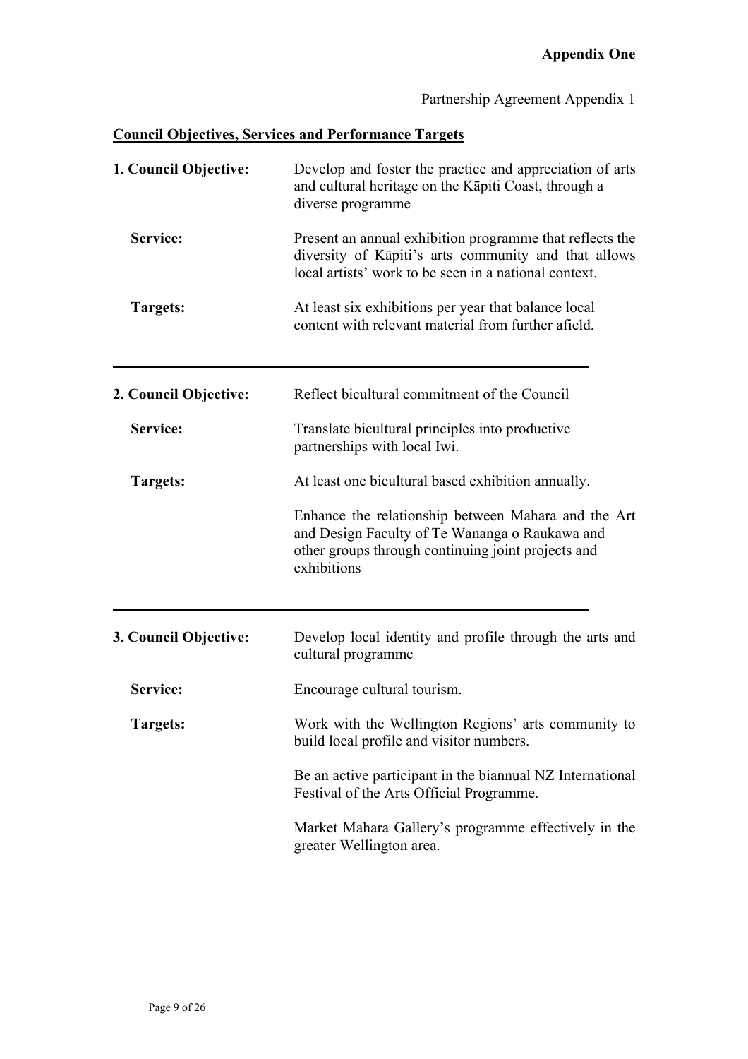**Appendix One**

Partnership Agreement Appendix 1

## Council Objectives, Services and Performance Targets

**1. Council Objective:** Develop and foster the practice and appreciation of arts and cultural heritage on the Kāpiti Coast, through a diverse programme

**Service:** Present an annual exhibition programme that reflects the diversity of Kāpiti's arts community and that allows local artists' work to be seen in a national context.

**Targets:** At least six exhibitions per year that balance local content with relevant material from further afield.

---

**2. Council Objective:** Reflect bicultural commitment of the Council

**Service:** Translate bicultural principles into productive partnerships with local Iwi.

**Targets:** At least one bicultural based exhibition annually.

Enhance the relationship between Mahara and the Art and Design Faculty of Te Wananga o Raukawa and other groups through continuing joint projects and exhibitions

---

**3. Council Objective:** Develop local identity and profile through the arts and cultural programme

**Service:** Encourage cultural tourism.

**Targets:** Work with the Wellington Regions' arts community to build local profile and visitor numbers.

Be an active participant in the biannual NZ International Festival of the Arts Official Programme.

Market Mahara Gallery's programme effectively in the greater Wellington area.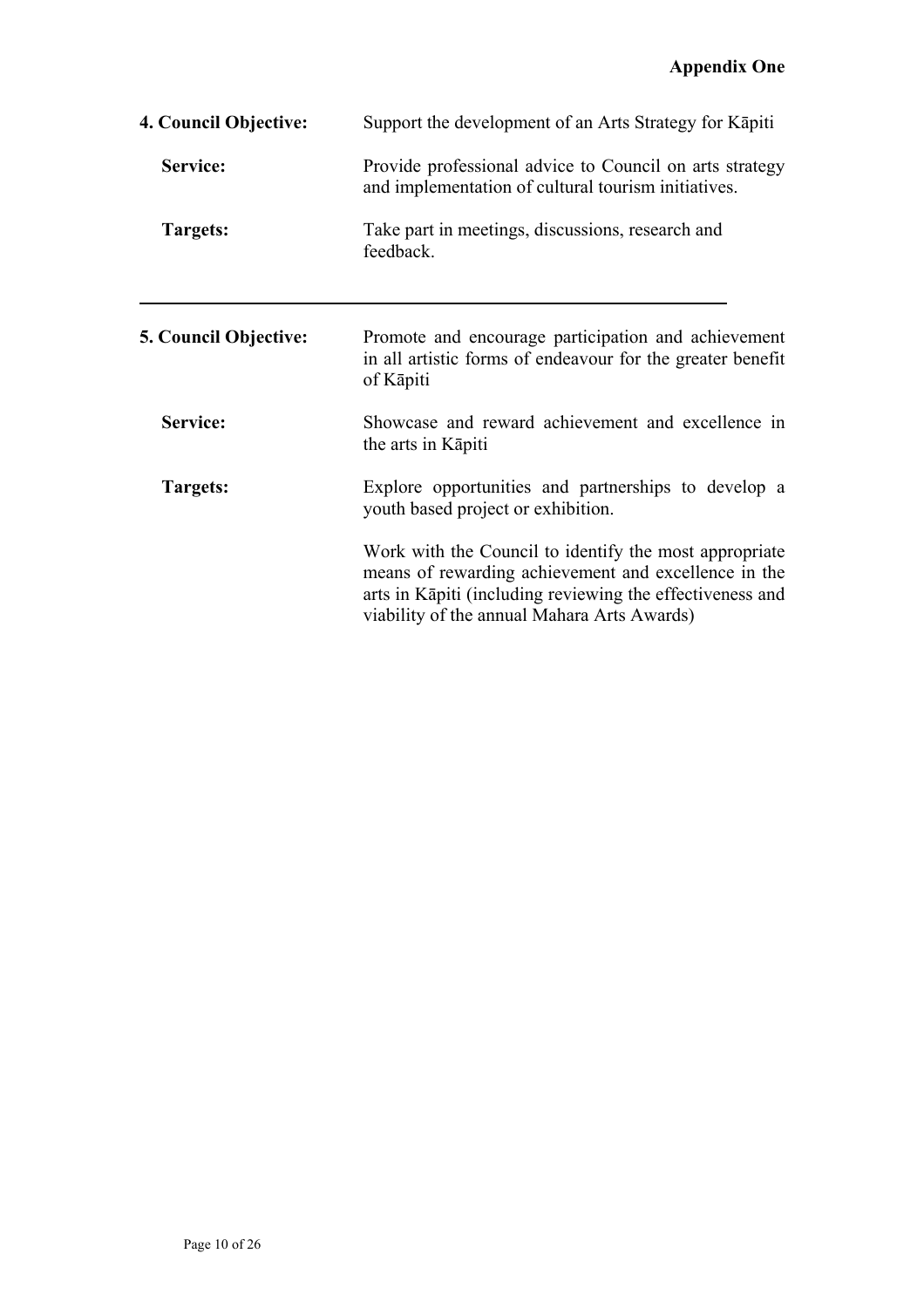**Appendix One**

**4. Council Objective:** Support the development of an Arts Strategy for Kāpiti

**Service:** Provide professional advice to Council on arts strategy and implementation of cultural tourism initiatives.

**Targets:** Take part in meetings, discussions, research and feedback.

---

**5. Council Objective:** Promote and encourage participation and achievement in all artistic forms of endeavour for the greater benefit of Kāpiti

**Service:** Showcase and reward achievement and excellence in the arts in Kāpiti

**Targets:** Explore opportunities and partnerships to develop a youth based project or exhibition.

Work with the Council to identify the most appropriate means of rewarding achievement and excellence in the arts in Kāpiti (including reviewing the effectiveness and viability of the annual Mahara Arts Awards)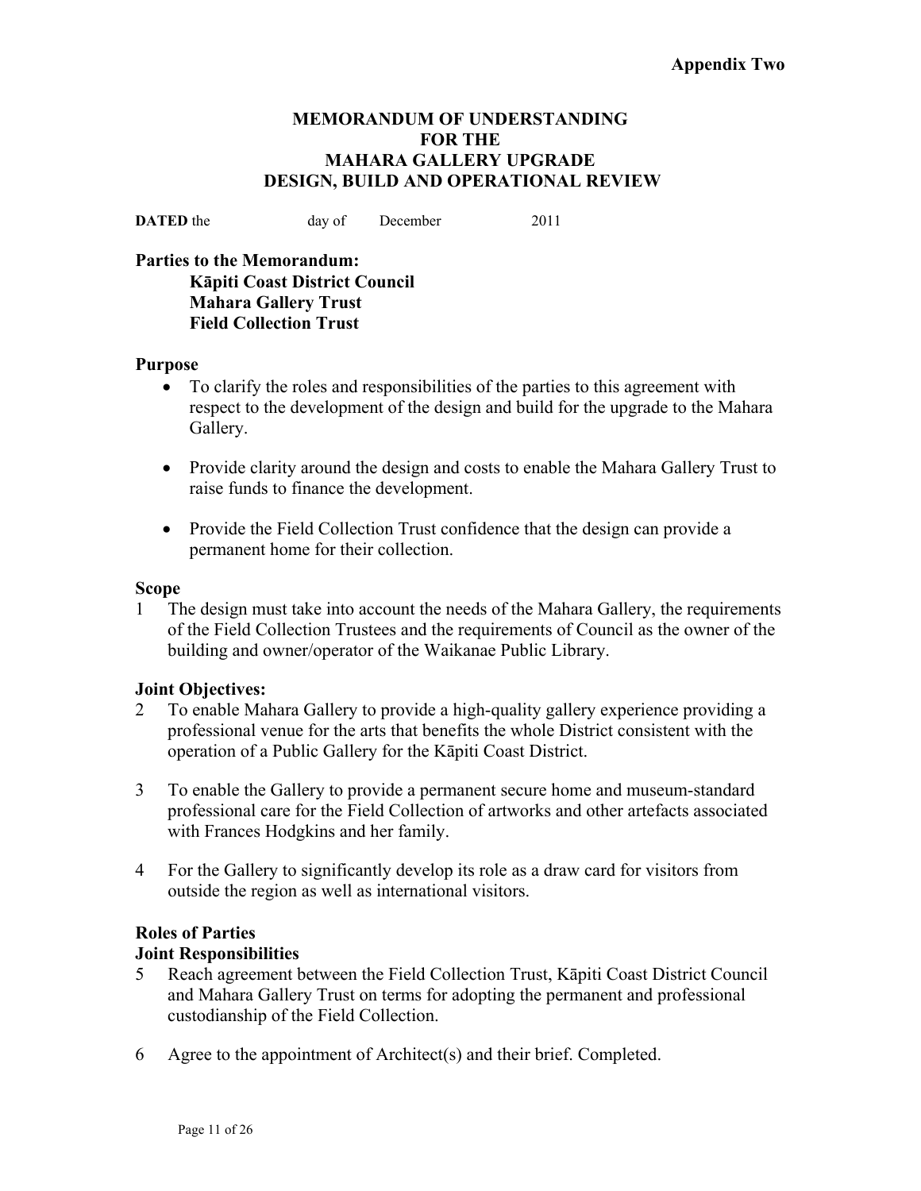**Appendix Two**

# MEMORANDUM OF UNDERSTANDING FOR THE MAHARA GALLERY UPGRADE DESIGN, BUILD AND OPERATIONAL REVIEW

**DATED** the day of December 2011

## Parties to the Memorandum:

**Kāpiti Coast District Council**
**Mahara Gallery Trust**
**Field Collection Trust**

## Purpose

- To clarify the roles and responsibilities of the parties to this agreement with respect to the development of the design and build for the upgrade to the Mahara Gallery.
- Provide clarity around the design and costs to enable the Mahara Gallery Trust to raise funds to finance the development.
- Provide the Field Collection Trust confidence that the design can provide a permanent home for their collection.

## Scope

1 The design must take into account the needs of the Mahara Gallery, the requirements of the Field Collection Trustees and the requirements of Council as the owner of the building and owner/operator of the Waikanae Public Library.

## Joint Objectives:

2 To enable Mahara Gallery to provide a high-quality gallery experience providing a professional venue for the arts that benefits the whole District consistent with the operation of a Public Gallery for the Kāpiti Coast District.

3 To enable the Gallery to provide a permanent secure home and museum-standard professional care for the Field Collection of artworks and other artefacts associated with Frances Hodgkins and her family.

4 For the Gallery to significantly develop its role as a draw card for visitors from outside the region as well as international visitors.

## Roles of Parties

### Joint Responsibilities

5 Reach agreement between the Field Collection Trust, Kāpiti Coast District Council and Mahara Gallery Trust on terms for adopting the permanent and professional custodianship of the Field Collection.

6 Agree to the appointment of Architect(s) and their brief. Completed.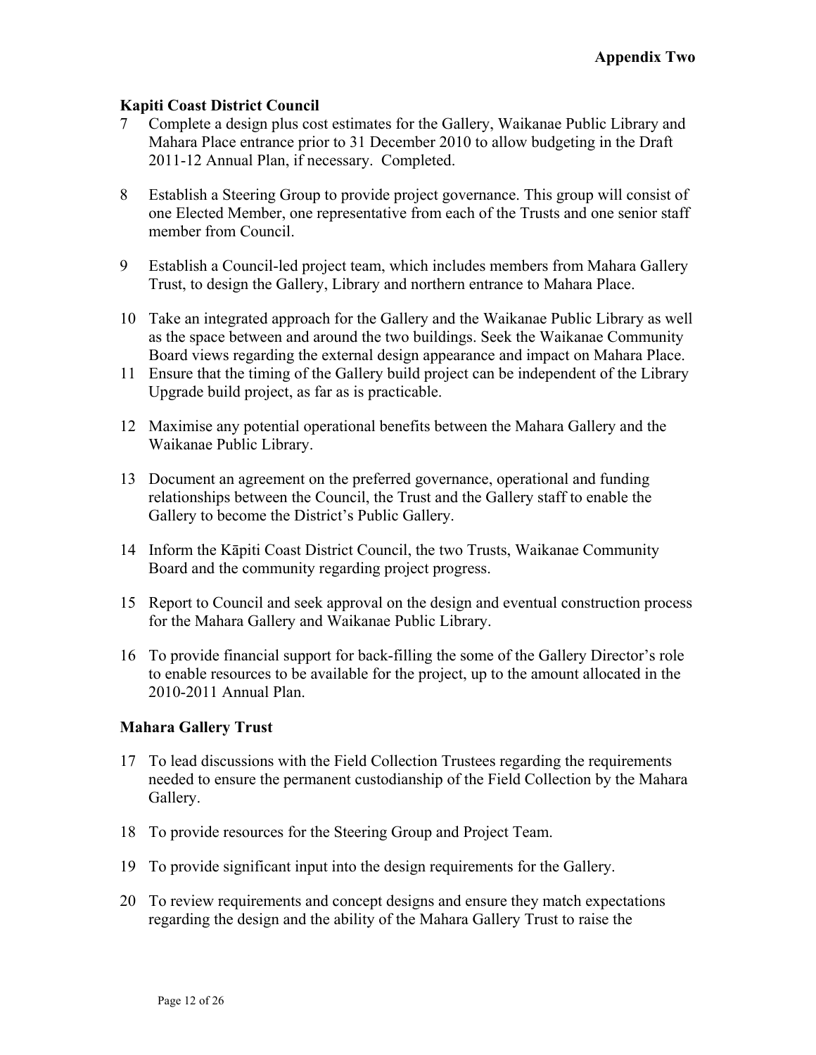**Appendix Two**

**Kapiti Coast District Council**

7 Complete a design plus cost estimates for the Gallery, Waikanae Public Library and Mahara Place entrance prior to 31 December 2010 to allow budgeting in the Draft 2011-12 Annual Plan, if necessary. Completed.

8 Establish a Steering Group to provide project governance. This group will consist of one Elected Member, one representative from each of the Trusts and one senior staff member from Council.

9 Establish a Council-led project team, which includes members from Mahara Gallery Trust, to design the Gallery, Library and northern entrance to Mahara Place.

10 Take an integrated approach for the Gallery and the Waikanae Public Library as well as the space between and around the two buildings. Seek the Waikanae Community Board views regarding the external design appearance and impact on Mahara Place.

11 Ensure that the timing of the Gallery build project can be independent of the Library Upgrade build project, as far as is practicable.

12 Maximise any potential operational benefits between the Mahara Gallery and the Waikanae Public Library.

13 Document an agreement on the preferred governance, operational and funding relationships between the Council, the Trust and the Gallery staff to enable the Gallery to become the District's Public Gallery.

14 Inform the Kāpiti Coast District Council, the two Trusts, Waikanae Community Board and the community regarding project progress.

15 Report to Council and seek approval on the design and eventual construction process for the Mahara Gallery and Waikanae Public Library.

16 To provide financial support for back-filling the some of the Gallery Director's role to enable resources to be available for the project, up to the amount allocated in the 2010-2011 Annual Plan.

**Mahara Gallery Trust**

17 To lead discussions with the Field Collection Trustees regarding the requirements needed to ensure the permanent custodianship of the Field Collection by the Mahara Gallery.

18 To provide resources for the Steering Group and Project Team.

19 To provide significant input into the design requirements for the Gallery.

20 To review requirements and concept designs and ensure they match expectations regarding the design and the ability of the Mahara Gallery Trust to raise the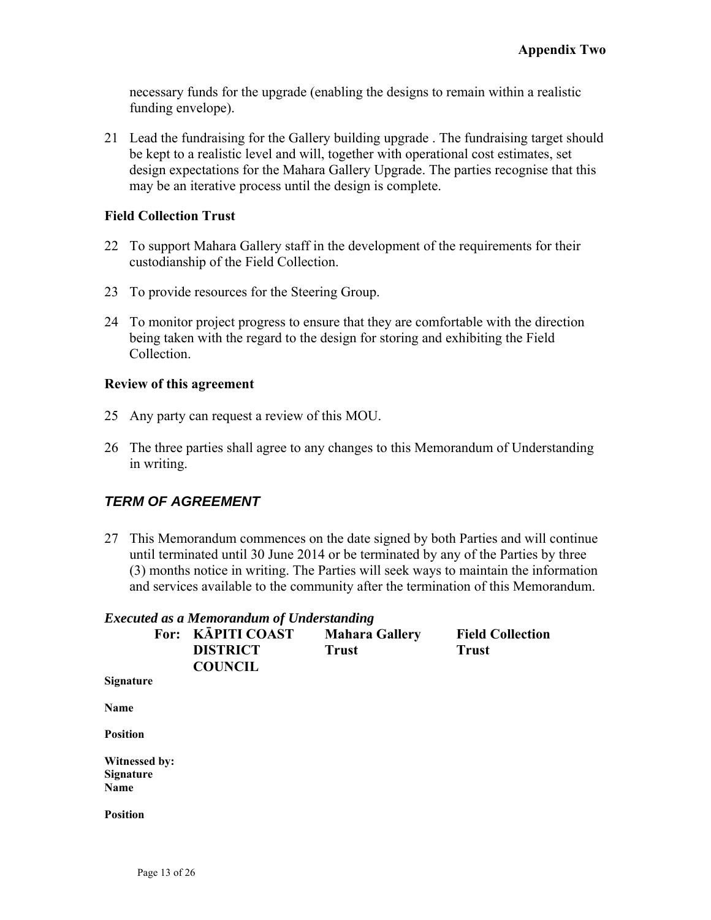necessary funds for the upgrade (enabling the designs to remain within a realistic funding envelope).

21 Lead the fundraising for the Gallery building upgrade . The fundraising target should be kept to a realistic level and will, together with operational cost estimates, set design expectations for the Mahara Gallery Upgrade. The parties recognise that this may be an iterative process until the design is complete.

### Field Collection Trust

22 To support Mahara Gallery staff in the development of the requirements for their custodianship of the Field Collection.

23 To provide resources for the Steering Group.

24 To monitor project progress to ensure that they are comfortable with the direction being taken with the regard to the design for storing and exhibiting the Field Collection.

### Review of this agreement

25 Any party can request a review of this MOU.

26 The three parties shall agree to any changes to this Memorandum of Understanding in writing.

## *TERM OF AGREEMENT*

27 This Memorandum commences on the date signed by both Parties and will continue until terminated until 30 June 2014 or be terminated by any of the Parties by three (3) months notice in writing. The Parties will seek ways to maintain the information and services available to the community after the termination of this Memorandum.

***Executed as a Memorandum of Understanding***

| For: | KĀPITI COAST DISTRICT COUNCIL | Mahara Gallery Trust | Field Collection Trust |
|---|---|---|---|
| **Signature** | | | |
| **Name** | | | |
| **Position** | | | |
| **Witnessed by:** | | | |
| **Signature** | | | |
| **Name** | | | |
| **Position** | | | |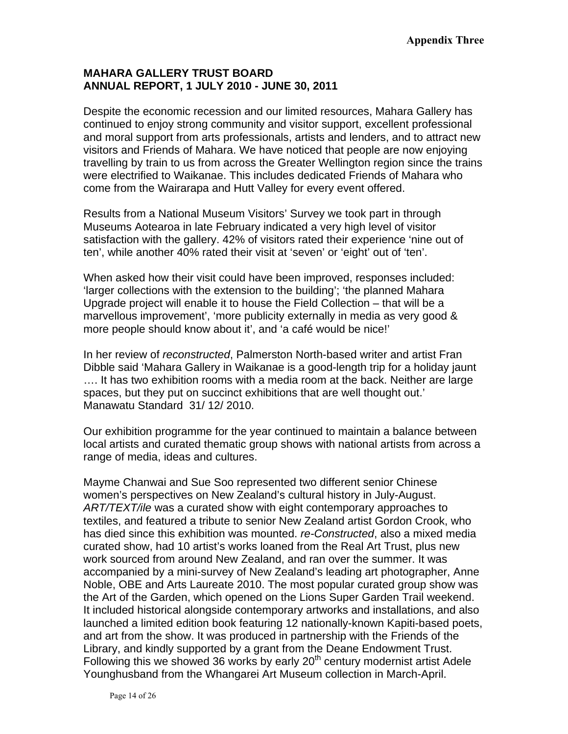**Appendix Three**

## MAHARA GALLERY TRUST BOARD
## ANNUAL REPORT, 1 JULY 2010 - JUNE 30, 2011

Despite the economic recession and our limited resources, Mahara Gallery has continued to enjoy strong community and visitor support, excellent professional and moral support from arts professionals, artists and lenders, and to attract new visitors and Friends of Mahara. We have noticed that people are now enjoying travelling by train to us from across the Greater Wellington region since the trains were electrified to Waikanae. This includes dedicated Friends of Mahara who come from the Wairarapa and Hutt Valley for every event offered.

Results from a National Museum Visitors' Survey we took part in through Museums Aotearoa in late February indicated a very high level of visitor satisfaction with the gallery. 42% of visitors rated their experience 'nine out of ten', while another 40% rated their visit at 'seven' or 'eight' out of 'ten'.

When asked how their visit could have been improved, responses included: 'larger collections with the extension to the building'; 'the planned Mahara Upgrade project will enable it to house the Field Collection – that will be a marvellous improvement', 'more publicity externally in media as very good & more people should know about it', and 'a café would be nice!'

In her review of *reconstructed*, Palmerston North-based writer and artist Fran Dibble said 'Mahara Gallery in Waikanae is a good-length trip for a holiday jaunt …. It has two exhibition rooms with a media room at the back. Neither are large spaces, but they put on succinct exhibitions that are well thought out.' Manawatu Standard 31/ 12/ 2010.

Our exhibition programme for the year continued to maintain a balance between local artists and curated thematic group shows with national artists from across a range of media, ideas and cultures.

Mayme Chanwai and Sue Soo represented two different senior Chinese women's perspectives on New Zealand's cultural history in July-August. *ART/TEXT/ile* was a curated show with eight contemporary approaches to textiles, and featured a tribute to senior New Zealand artist Gordon Crook, who has died since this exhibition was mounted. *re-Constructed*, also a mixed media curated show, had 10 artist's works loaned from the Real Art Trust, plus new work sourced from around New Zealand, and ran over the summer. It was accompanied by a mini-survey of New Zealand's leading art photographer, Anne Noble, OBE and Arts Laureate 2010. The most popular curated group show was the Art of the Garden, which opened on the Lions Super Garden Trail weekend. It included historical alongside contemporary artworks and installations, and also launched a limited edition book featuring 12 nationally-known Kapiti-based poets, and art from the show. It was produced in partnership with the Friends of the Library, and kindly supported by a grant from the Deane Endowment Trust. Following this we showed 36 works by early 20th century modernist artist Adele Younghusband from the Whangarei Art Museum collection in March-April.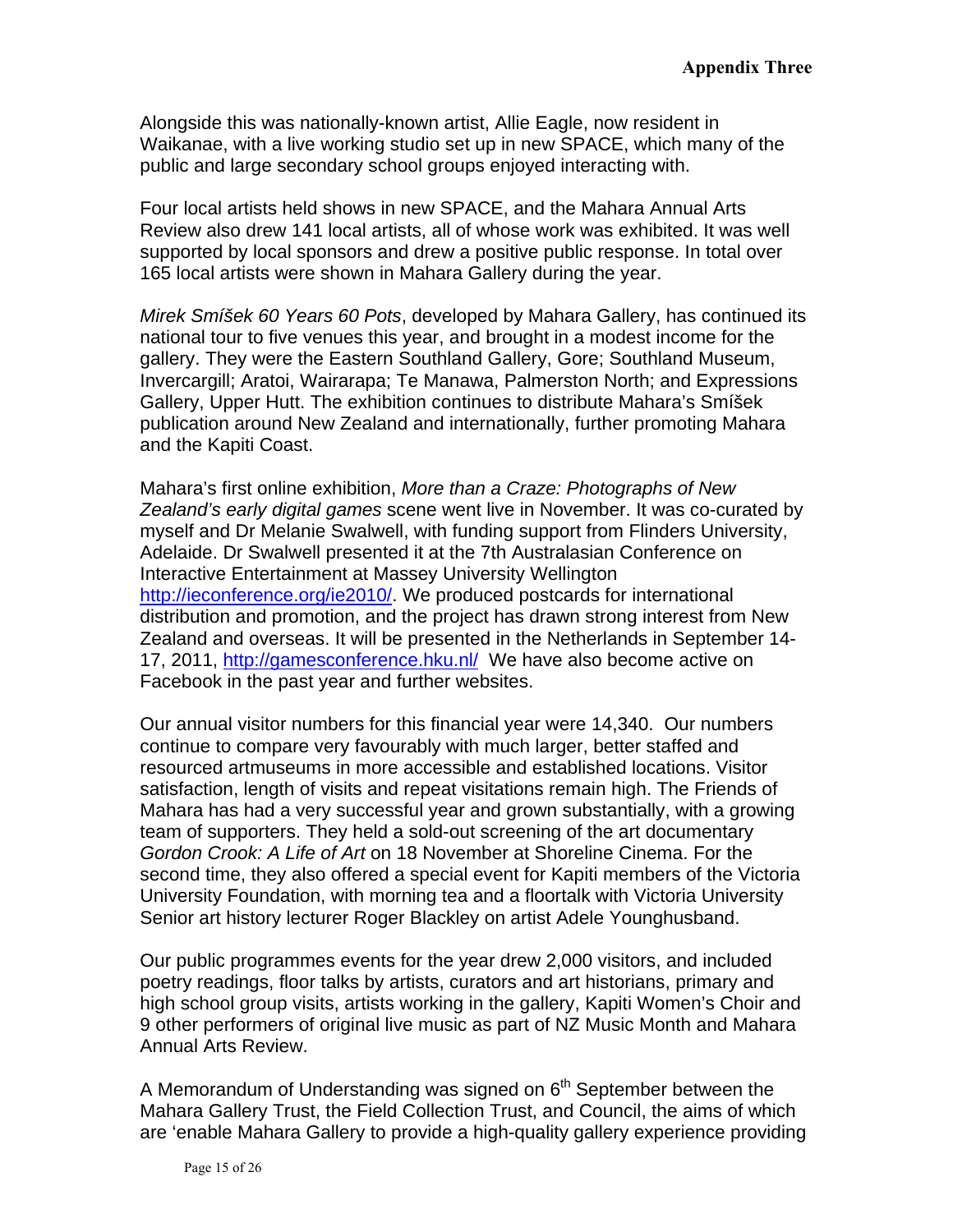Alongside this was nationally-known artist, Allie Eagle, now resident in Waikanae, with a live working studio set up in new SPACE, which many of the public and large secondary school groups enjoyed interacting with.

Four local artists held shows in new SPACE, and the Mahara Annual Arts Review also drew 141 local artists, all of whose work was exhibited. It was well supported by local sponsors and drew a positive public response. In total over 165 local artists were shown in Mahara Gallery during the year.

*Mirek Smíšek 60 Years 60 Pots*, developed by Mahara Gallery, has continued its national tour to five venues this year, and brought in a modest income for the gallery. They were the Eastern Southland Gallery, Gore; Southland Museum, Invercargill; Aratoi, Wairarapa; Te Manawa, Palmerston North; and Expressions Gallery, Upper Hutt. The exhibition continues to distribute Mahara's Smíšek publication around New Zealand and internationally, further promoting Mahara and the Kapiti Coast.

Mahara's first online exhibition, *More than a Craze: Photographs of New Zealand's early digital games* scene went live in November. It was co-curated by myself and Dr Melanie Swalwell, with funding support from Flinders University, Adelaide. Dr Swalwell presented it at the 7th Australasian Conference on Interactive Entertainment at Massey University Wellington http://ieconference.org/ie2010/. We produced postcards for international distribution and promotion, and the project has drawn strong interest from New Zealand and overseas. It will be presented in the Netherlands in September 14-17, 2011, http://gamesconference.hku.nl/ We have also become active on Facebook in the past year and further websites.

Our annual visitor numbers for this financial year were 14,340. Our numbers continue to compare very favourably with much larger, better staffed and resourced artmuseums in more accessible and established locations. Visitor satisfaction, length of visits and repeat visitations remain high. The Friends of Mahara has had a very successful year and grown substantially, with a growing team of supporters. They held a sold-out screening of the art documentary *Gordon Crook: A Life of Art* on 18 November at Shoreline Cinema. For the second time, they also offered a special event for Kapiti members of the Victoria University Foundation, with morning tea and a floortalk with Victoria University Senior art history lecturer Roger Blackley on artist Adele Younghusband.

Our public programmes events for the year drew 2,000 visitors, and included poetry readings, floor talks by artists, curators and art historians, primary and high school group visits, artists working in the gallery, Kapiti Women's Choir and 9 other performers of original live music as part of NZ Music Month and Mahara Annual Arts Review.

A Memorandum of Understanding was signed on 6th September between the Mahara Gallery Trust, the Field Collection Trust, and Council, the aims of which are 'enable Mahara Gallery to provide a high-quality gallery experience providing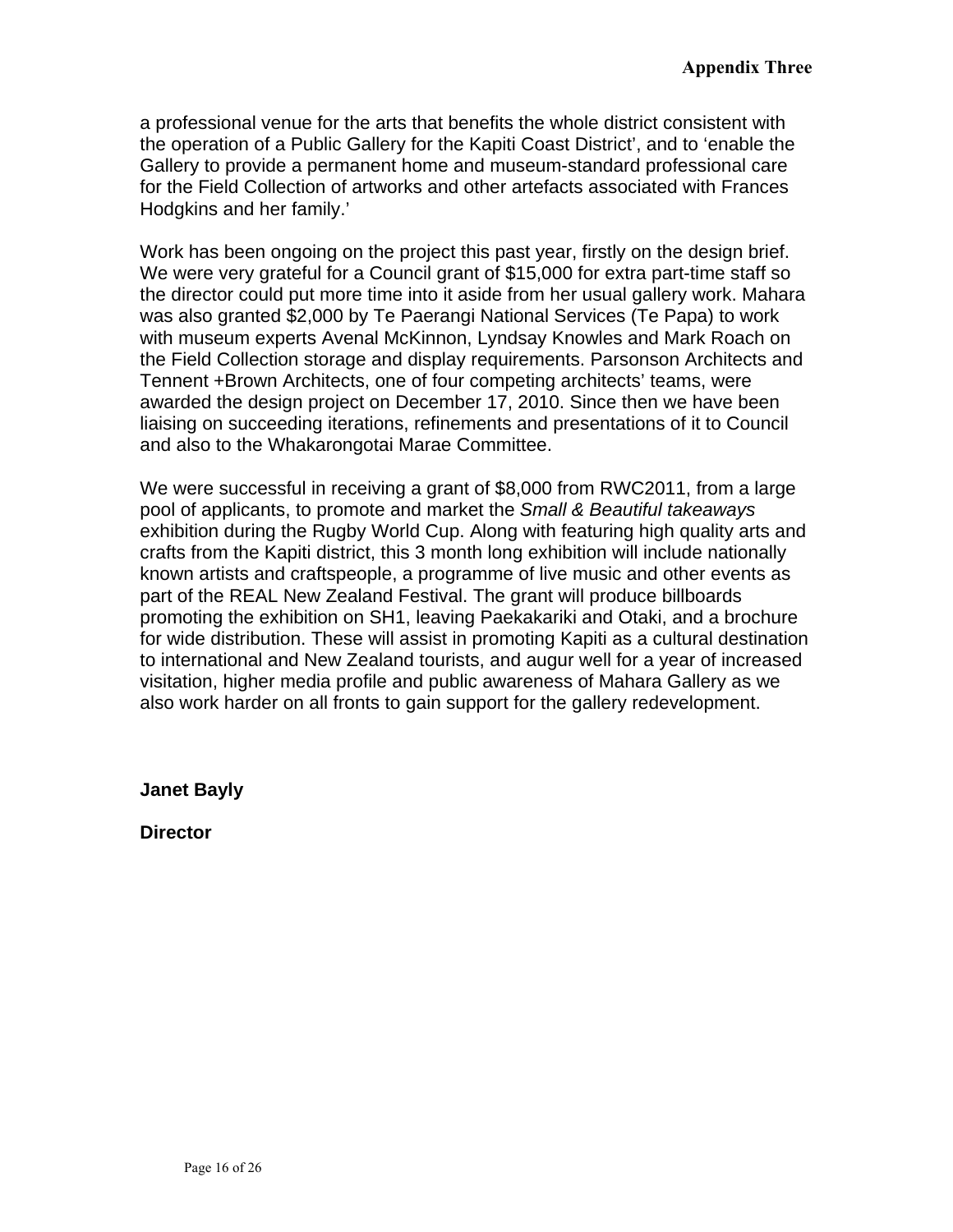a professional venue for the arts that benefits the whole district consistent with the operation of a Public Gallery for the Kapiti Coast District', and to 'enable the Gallery to provide a permanent home and museum-standard professional care for the Field Collection of artworks and other artefacts associated with Frances Hodgkins and her family.'

Work has been ongoing on the project this past year, firstly on the design brief. We were very grateful for a Council grant of $15,000 for extra part-time staff so the director could put more time into it aside from her usual gallery work. Mahara was also granted $2,000 by Te Paerangi National Services (Te Papa) to work with museum experts Avenal McKinnon, Lyndsay Knowles and Mark Roach on the Field Collection storage and display requirements. Parsonson Architects and Tennent +Brown Architects, one of four competing architects' teams, were awarded the design project on December 17, 2010. Since then we have been liaising on succeeding iterations, refinements and presentations of it to Council and also to the Whakarongotai Marae Committee.

We were successful in receiving a grant of $8,000 from RWC2011, from a large pool of applicants, to promote and market the *Small & Beautiful takeaways* exhibition during the Rugby World Cup. Along with featuring high quality arts and crafts from the Kapiti district, this 3 month long exhibition will include nationally known artists and craftspeople, a programme of live music and other events as part of the REAL New Zealand Festival. The grant will produce billboards promoting the exhibition on SH1, leaving Paekakariki and Otaki, and a brochure for wide distribution. These will assist in promoting Kapiti as a cultural destination to international and New Zealand tourists, and augur well for a year of increased visitation, higher media profile and public awareness of Mahara Gallery as we also work harder on all fronts to gain support for the gallery redevelopment.

**Janet Bayly**

**Director**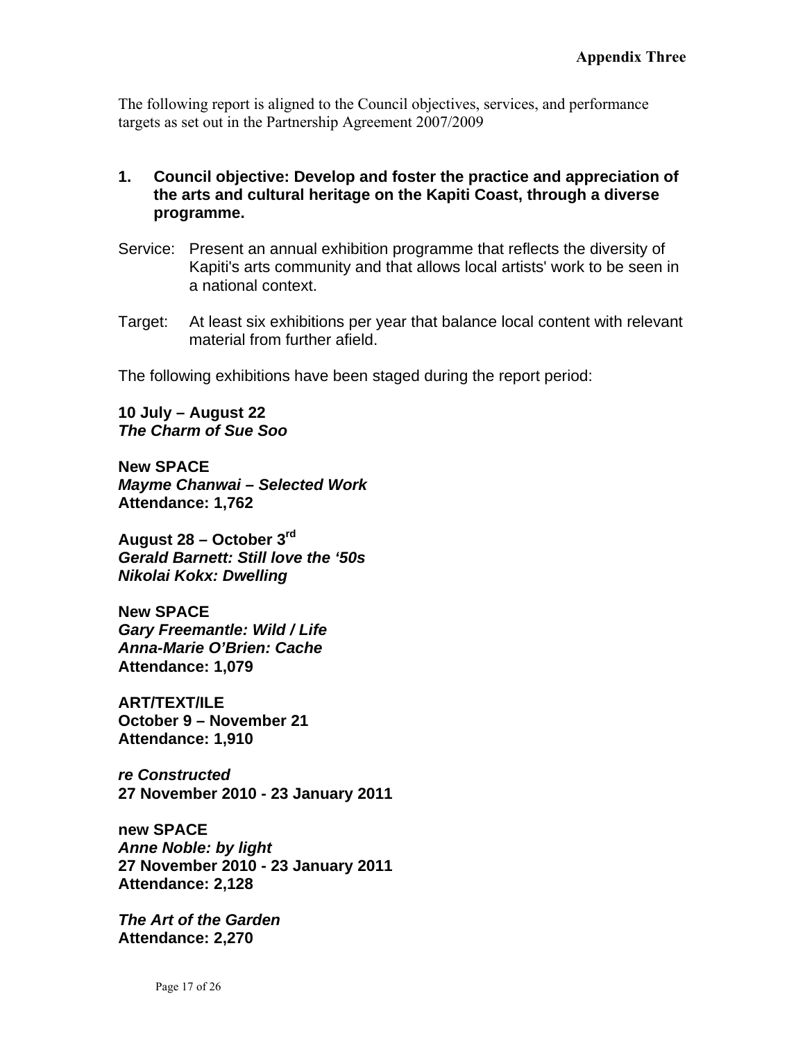**Appendix Three**

The following report is aligned to the Council objectives, services, and performance targets as set out in the Partnership Agreement 2007/2009

## 1. Council objective: Develop and foster the practice and appreciation of the arts and cultural heritage on the Kapiti Coast, through a diverse programme.

Service: Present an annual exhibition programme that reflects the diversity of Kapiti's arts community and that allows local artists' work to be seen in a national context.

Target: At least six exhibitions per year that balance local content with relevant material from further afield.

The following exhibitions have been staged during the report period:

**10 July – August 22**
***The Charm of Sue Soo***

**New SPACE**
***Mayme Chanwai – Selected Work***
**Attendance: 1,762**

**August 28 – October 3rd**
***Gerald Barnett: Still love the '50s***
***Nikolai Kokx: Dwelling***

**New SPACE**
***Gary Freemantle: Wild / Life***
***Anna-Marie O'Brien: Cache***
**Attendance: 1,079**

**ART/TEXT/ILE**
**October 9 – November 21**
**Attendance: 1,910**

***re Constructed***
**27 November 2010 - 23 January 2011**

**new SPACE**
***Anne Noble: by light***
**27 November 2010 - 23 January 2011**
**Attendance: 2,128**

***The Art of the Garden***
**Attendance: 2,270**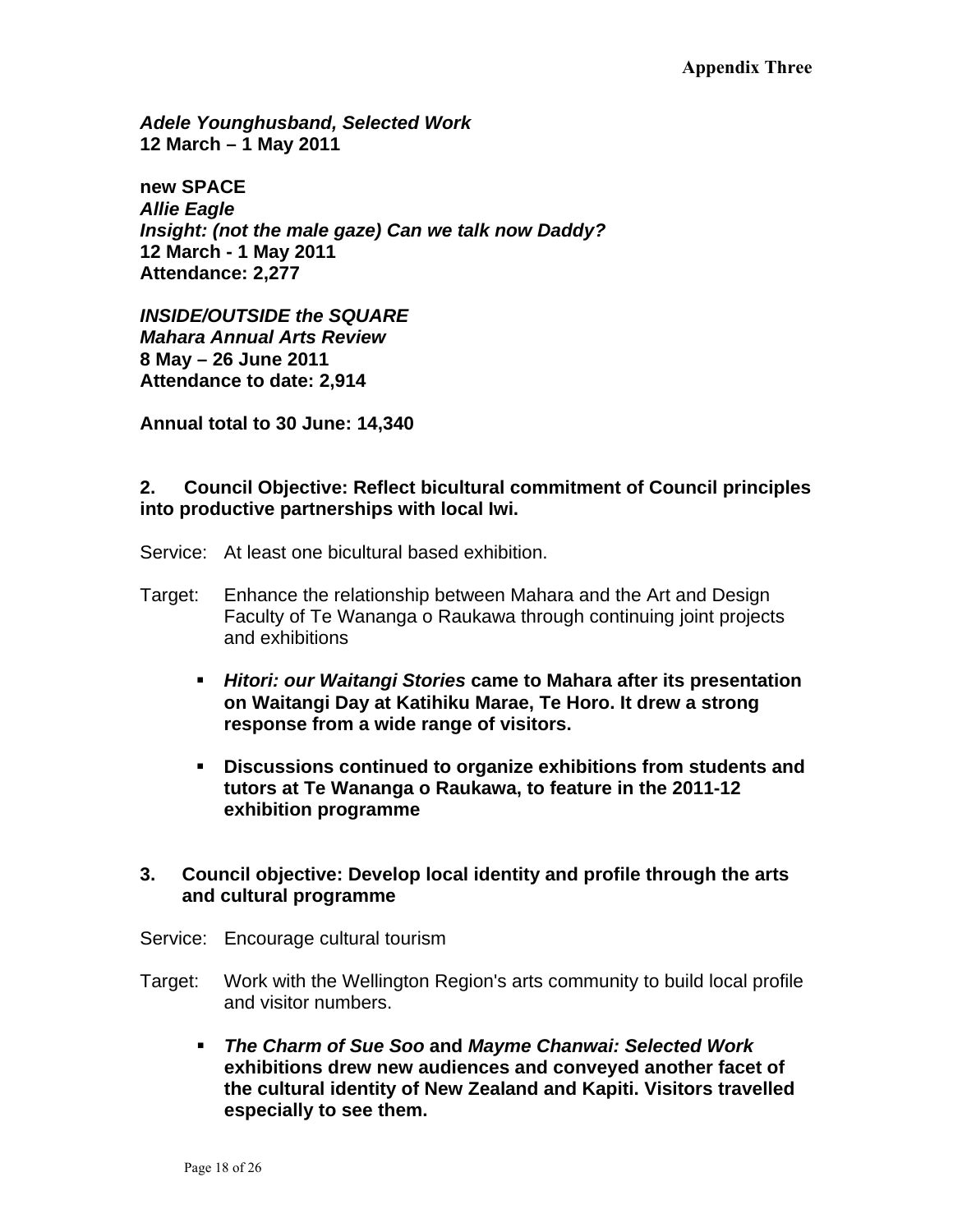***Adele Younghusband, Selected Work***
**12 March – 1 May 2011**

**new SPACE**
***Allie Eagle***
***Insight: (not the male gaze) Can we talk now Daddy?***
**12 March - 1 May 2011**
**Attendance: 2,277**

***INSIDE/OUTSIDE the SQUARE***
***Mahara Annual Arts Review***
**8 May – 26 June 2011**
**Attendance to date: 2,914**

**Annual total to 30 June: 14,340**

**2. Council Objective: Reflect bicultural commitment of Council principles into productive partnerships with local Iwi.**

Service: At least one bicultural based exhibition.

Target: Enhance the relationship between Mahara and the Art and Design Faculty of Te Wananga o Raukawa through continuing joint projects and exhibitions

- ***Hitori: our Waitangi Stories*** **came to Mahara after its presentation on Waitangi Day at Katihiku Marae, Te Horo. It drew a strong response from a wide range of visitors.**

- **Discussions continued to organize exhibitions from students and tutors at Te Wananga o Raukawa, to feature in the 2011-12 exhibition programme**

**3. Council objective: Develop local identity and profile through the arts and cultural programme**

Service: Encourage cultural tourism

Target: Work with the Wellington Region's arts community to build local profile and visitor numbers.

- ***The Charm of Sue Soo*** **and** ***Mayme Chanwai: Selected Work*** **exhibitions drew new audiences and conveyed another facet of the cultural identity of New Zealand and Kapiti. Visitors travelled especially to see them.**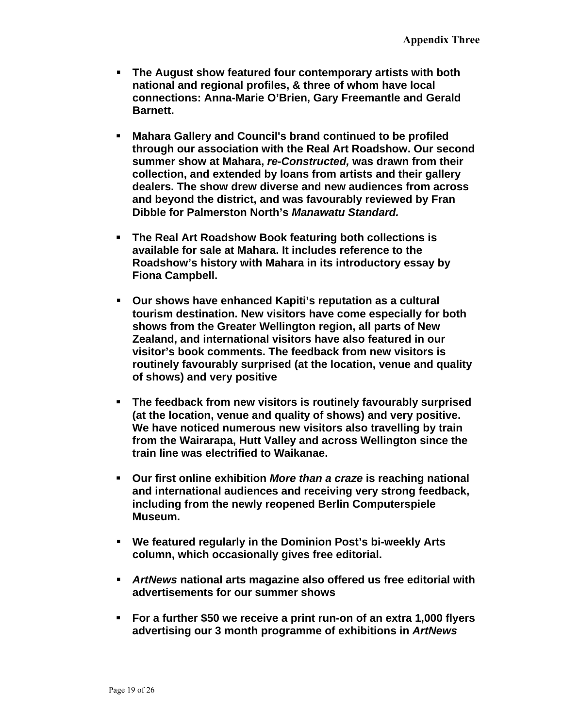**Appendix Three**

- **The August show featured four contemporary artists with both national and regional profiles, & three of whom have local connections: Anna-Marie O'Brien, Gary Freemantle and Gerald Barnett.**

- **Mahara Gallery and Council's brand continued to be profiled through our association with the Real Art Roadshow. Our second summer show at Mahara, *re-Constructed,* was drawn from their collection, and extended by loans from artists and their gallery dealers. The show drew diverse and new audiences from across and beyond the district, and was favourably reviewed by Fran Dibble for Palmerston North's *Manawatu Standard.***

- **The Real Art Roadshow Book featuring both collections is available for sale at Mahara. It includes reference to the Roadshow's history with Mahara in its introductory essay by Fiona Campbell.**

- **Our shows have enhanced Kapiti's reputation as a cultural tourism destination. New visitors have come especially for both shows from the Greater Wellington region, all parts of New Zealand, and international visitors have also featured in our visitor's book comments. The feedback from new visitors is routinely favourably surprised (at the location, venue and quality of shows) and very positive**

- **The feedback from new visitors is routinely favourably surprised (at the location, venue and quality of shows) and very positive. We have noticed numerous new visitors also travelling by train from the Wairarapa, Hutt Valley and across Wellington since the train line was electrified to Waikanae.**

- **Our first online exhibition *More than a craze* is reaching national and international audiences and receiving very strong feedback, including from the newly reopened Berlin Computerspiele Museum.**

- **We featured regularly in the Dominion Post's bi-weekly Arts column, which occasionally gives free editorial.**

- ***ArtNews* national arts magazine also offered us free editorial with advertisements for our summer shows**

- **For a further $50 we receive a print run-on of an extra 1,000 flyers advertising our 3 month programme of exhibitions in *ArtNews***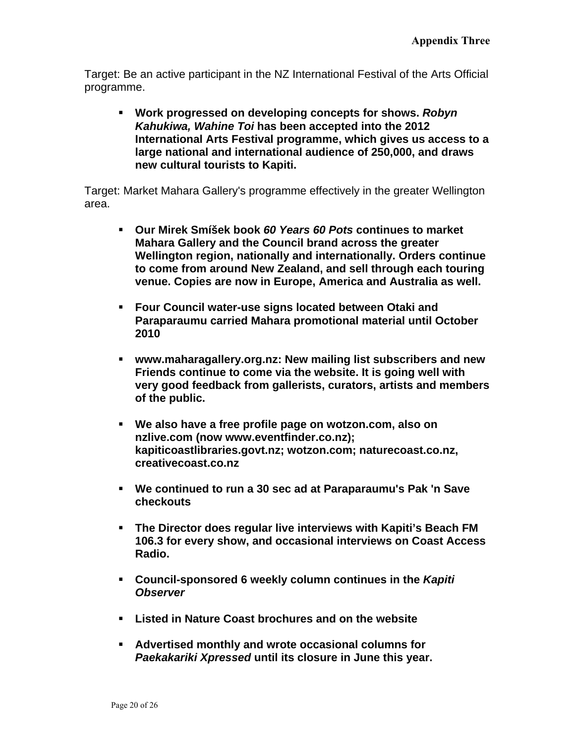Target: Be an active participant in the NZ International Festival of the Arts Official programme.

- **Work progressed on developing concepts for shows. *Robyn Kahukiwa, Wahine Toi* has been accepted into the 2012 International Arts Festival programme, which gives us access to a large national and international audience of 250,000, and draws new cultural tourists to Kapiti.**

Target: Market Mahara Gallery's programme effectively in the greater Wellington area.

- **Our Mirek Smíšek book *60 Years 60 Pots* continues to market Mahara Gallery and the Council brand across the greater Wellington region, nationally and internationally. Orders continue to come from around New Zealand, and sell through each touring venue. Copies are now in Europe, America and Australia as well.**

- **Four Council water-use signs located between Otaki and Paraparaumu carried Mahara promotional material until October 2010**

- **www.maharagallery.org.nz: New mailing list subscribers and new Friends continue to come via the website. It is going well with very good feedback from gallerists, curators, artists and members of the public.**

- **We also have a free profile page on wotzon.com, also on nzlive.com (now www.eventfinder.co.nz); kapiticoastlibraries.govt.nz; wotzon.com; naturecoast.co.nz, creativecoast.co.nz**

- **We continued to run a 30 sec ad at Paraparaumu's Pak 'n Save checkouts**

- **The Director does regular live interviews with Kapiti's Beach FM 106.3 for every show, and occasional interviews on Coast Access Radio.**

- **Council-sponsored 6 weekly column continues in the *Kapiti Observer***

- **Listed in Nature Coast brochures and on the website**

- **Advertised monthly and wrote occasional columns for *Paekakariki Xpressed* until its closure in June this year.**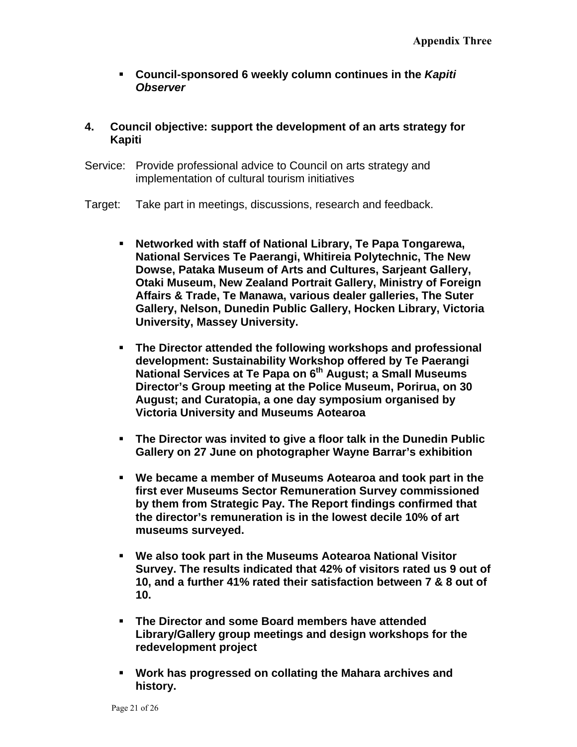- **Council-sponsored 6 weekly column continues in the *Kapiti Observer***

## 4. Council objective: support the development of an arts strategy for Kapiti

Service: Provide professional advice to Council on arts strategy and implementation of cultural tourism initiatives

Target: Take part in meetings, discussions, research and feedback.

- **Networked with staff of National Library, Te Papa Tongarewa, National Services Te Paerangi, Whitireia Polytechnic, The New Dowse, Pataka Museum of Arts and Cultures, Sarjeant Gallery, Otaki Museum, New Zealand Portrait Gallery, Ministry of Foreign Affairs & Trade, Te Manawa, various dealer galleries, The Suter Gallery, Nelson, Dunedin Public Gallery, Hocken Library, Victoria University, Massey University.**

- **The Director attended the following workshops and professional development: Sustainability Workshop offered by Te Paerangi National Services at Te Papa on 6th August; a Small Museums Director's Group meeting at the Police Museum, Porirua, on 30 August; and Curatopia, a one day symposium organised by Victoria University and Museums Aotearoa**

- **The Director was invited to give a floor talk in the Dunedin Public Gallery on 27 June on photographer Wayne Barrar's exhibition**

- **We became a member of Museums Aotearoa and took part in the first ever Museums Sector Remuneration Survey commissioned by them from Strategic Pay. The Report findings confirmed that the director's remuneration is in the lowest decile 10% of art museums surveyed.**

- **We also took part in the Museums Aotearoa National Visitor Survey. The results indicated that 42% of visitors rated us 9 out of 10, and a further 41% rated their satisfaction between 7 & 8 out of 10.**

- **The Director and some Board members have attended Library/Gallery group meetings and design workshops for the redevelopment project**

- **Work has progressed on collating the Mahara archives and history.**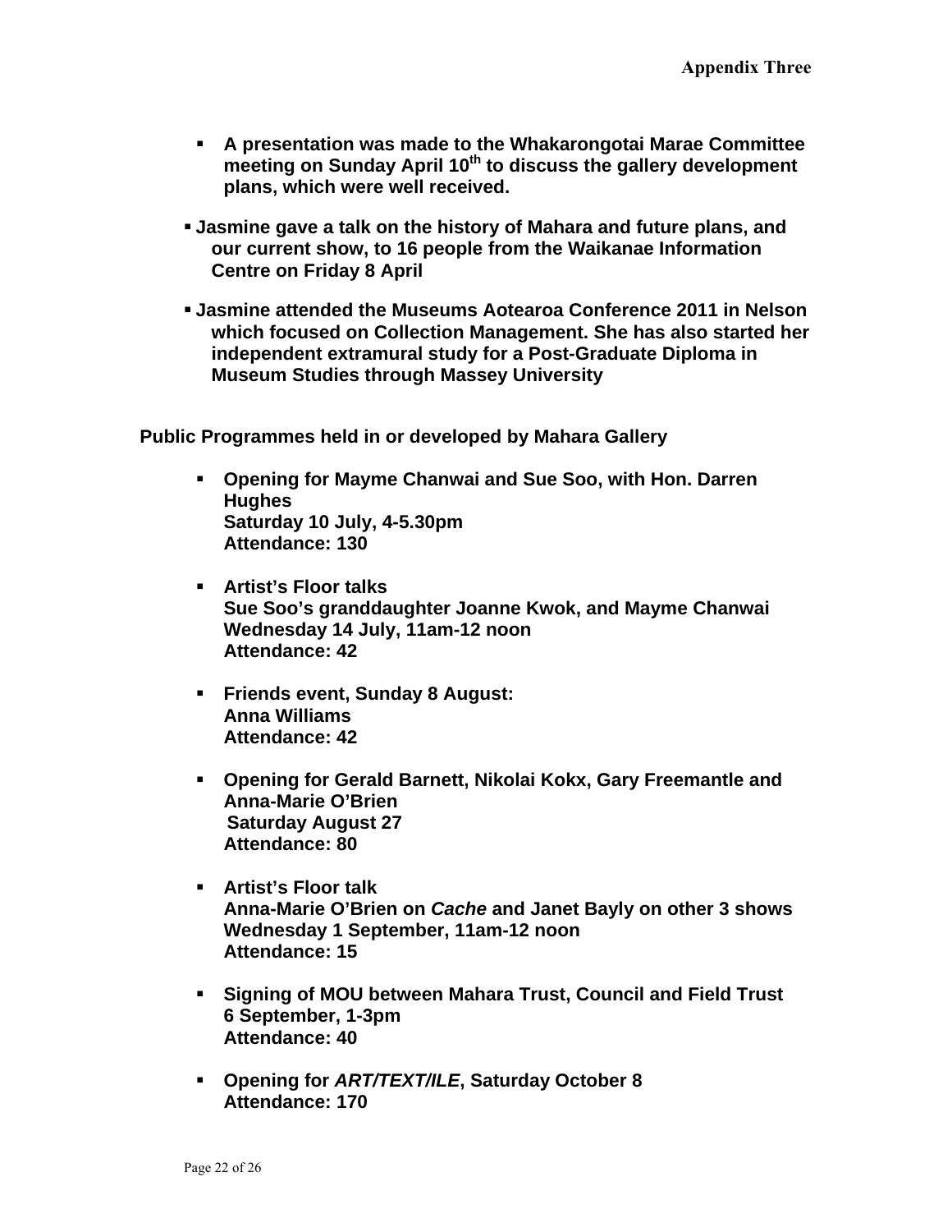- **A presentation was made to the Whakarongotai Marae Committee meeting on Sunday April 10th to discuss the gallery development plans, which were well received.**

- **Jasmine gave a talk on the history of Mahara and future plans, and our current show, to 16 people from the Waikanae Information Centre on Friday 8 April**

- **Jasmine attended the Museums Aotearoa Conference 2011 in Nelson which focused on Collection Management. She has also started her independent extramural study for a Post-Graduate Diploma in Museum Studies through Massey University**

**Public Programmes held in or developed by Mahara Gallery**

- **Opening for Mayme Chanwai and Sue Soo, with Hon. Darren Hughes**
  **Saturday 10 July, 4-5.30pm**
  **Attendance: 130**

- **Artist's Floor talks**
  **Sue Soo's granddaughter Joanne Kwok, and Mayme Chanwai**
  **Wednesday 14 July, 11am-12 noon**
  **Attendance: 42**

- **Friends event, Sunday 8 August:**
  **Anna Williams**
  **Attendance: 42**

- **Opening for Gerald Barnett, Nikolai Kokx, Gary Freemantle and Anna-Marie O'Brien**
  **Saturday August 27**
  **Attendance: 80**

- **Artist's Floor talk**
  **Anna-Marie O'Brien on *Cache* and Janet Bayly on other 3 shows**
  **Wednesday 1 September, 11am-12 noon**
  **Attendance: 15**

- **Signing of MOU between Mahara Trust, Council and Field Trust**
  **6 September, 1-3pm**
  **Attendance: 40**

- **Opening for *ART/TEXT/ILE*, Saturday October 8**
  **Attendance: 170**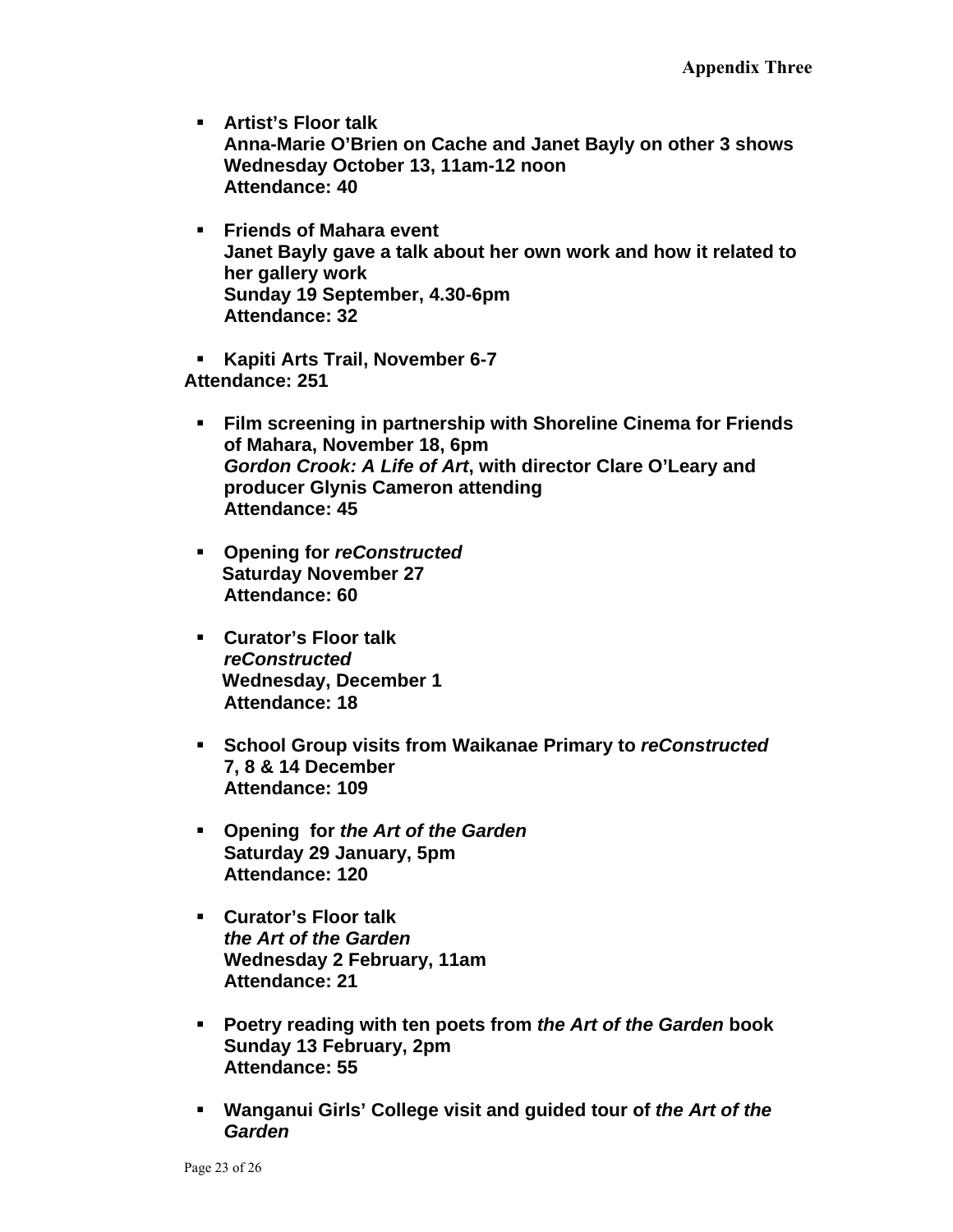## Appendix Three

- **Artist's Floor talk**
  **Anna-Marie O'Brien on Cache and Janet Bayly on other 3 shows**
  **Wednesday October 13, 11am-12 noon**
  **Attendance: 40**

- **Friends of Mahara event**
  **Janet Bayly gave a talk about her own work and how it related to her gallery work**
  **Sunday 19 September, 4.30-6pm**
  **Attendance: 32**

- **Kapiti Arts Trail, November 6-7**
  **Attendance: 251**

- **Film screening in partnership with Shoreline Cinema for Friends of Mahara, November 18, 6pm**
  ***Gordon Crook: A Life of Art*, with director Clare O'Leary and producer Glynis Cameron attending**
  **Attendance: 45**

- **Opening for *reConstructed***
  **Saturday November 27**
  **Attendance: 60**

- **Curator's Floor talk**
  ***reConstructed***
  **Wednesday, December 1**
  **Attendance: 18**

- **School Group visits from Waikanae Primary to *reConstructed***
  **7, 8 & 14 December**
  **Attendance: 109**

- **Opening for *the Art of the Garden***
  **Saturday 29 January, 5pm**
  **Attendance: 120**

- **Curator's Floor talk**
  ***the Art of the Garden***
  **Wednesday 2 February, 11am**
  **Attendance: 21**

- **Poetry reading with ten poets from *the Art of the Garden* book**
  **Sunday 13 February, 2pm**
  **Attendance: 55**

- **Wanganui Girls' College visit and guided tour of *the Art of the Garden***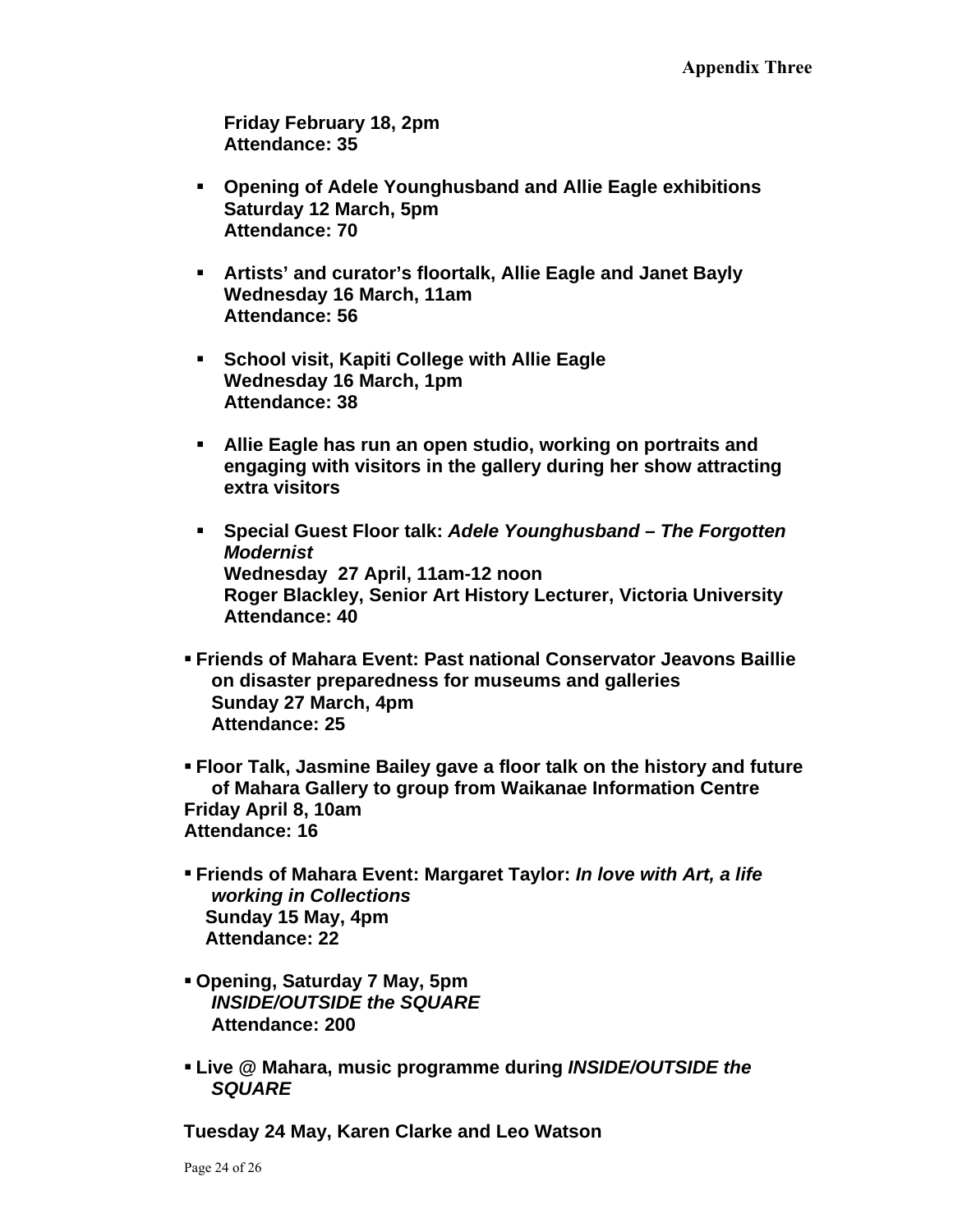**Friday February 18, 2pm**
**Attendance: 35**

- **Opening of Adele Younghusband and Allie Eagle exhibitions**
  **Saturday 12 March, 5pm**
  **Attendance: 70**

- **Artists' and curator's floortalk, Allie Eagle and Janet Bayly**
  **Wednesday 16 March, 11am**
  **Attendance: 56**

- **School visit, Kapiti College with Allie Eagle**
  **Wednesday 16 March, 1pm**
  **Attendance: 38**

- **Allie Eagle has run an open studio, working on portraits and engaging with visitors in the gallery during her show attracting extra visitors**

- **Special Guest Floor talk: *Adele Younghusband – The Forgotten Modernist***
  **Wednesday 27 April, 11am-12 noon**
  **Roger Blackley, Senior Art History Lecturer, Victoria University**
  **Attendance: 40**

- **Friends of Mahara Event: Past national Conservator Jeavons Baillie on disaster preparedness for museums and galleries**
  **Sunday 27 March, 4pm**
  **Attendance: 25**

- **Floor Talk, Jasmine Bailey gave a floor talk on the history and future of Mahara Gallery to group from Waikanae Information Centre**
  **Friday April 8, 10am**
  **Attendance: 16**

- **Friends of Mahara Event: Margaret Taylor: *In love with Art, a life working in Collections***
  **Sunday 15 May, 4pm**
  **Attendance: 22**

- **Opening, Saturday 7 May, 5pm**
  ***INSIDE/OUTSIDE the SQUARE***
  **Attendance: 200**

- **Live @ Mahara, music programme during *INSIDE/OUTSIDE the SQUARE***

**Tuesday 24 May, Karen Clarke and Leo Watson**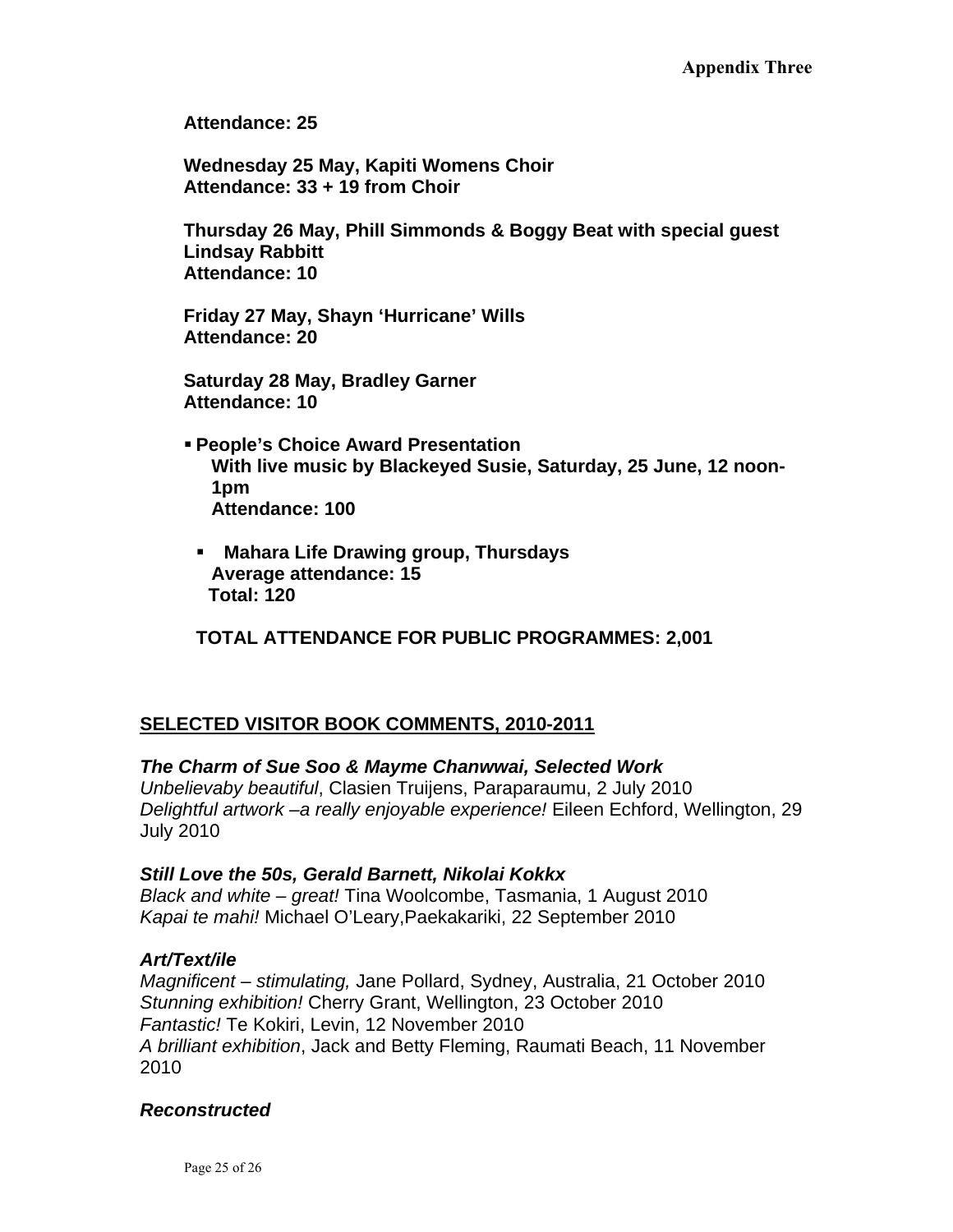**Attendance: 25**

**Wednesday 25 May, Kapiti Womens Choir**
**Attendance: 33 + 19 from Choir**

**Thursday 26 May, Phill Simmonds & Boggy Beat with special guest Lindsay Rabbitt**
**Attendance: 10**

**Friday 27 May, Shayn 'Hurricane' Wills**
**Attendance: 20**

**Saturday 28 May, Bradley Garner**
**Attendance: 10**

- **People's Choice Award Presentation**
  **With live music by Blackeyed Susie, Saturday, 25 June, 12 noon-1pm**
  **Attendance: 100**

- **Mahara Life Drawing group, Thursdays**
  **Average attendance: 15**
  **Total: 120**

**TOTAL ATTENDANCE FOR PUBLIC PROGRAMMES: 2,001**

## SELECTED VISITOR BOOK COMMENTS, 2010-2011

***The Charm of Sue Soo & Mayme Chanwwai, Selected Work***

*Unbelievaby beautiful*, Clasien Truijens, Paraparaumu, 2 July 2010
*Delightful artwork –a really enjoyable experience!* Eileen Echford, Wellington, 29 July 2010

***Still Love the 50s, Gerald Barnett, Nikolai Kokkx***

*Black and white – great!* Tina Woolcombe, Tasmania, 1 August 2010
*Kapai te mahi!* Michael O'Leary,Paekakariki, 22 September 2010

***Art/Text/ile***

*Magnificent – stimulating,* Jane Pollard, Sydney, Australia, 21 October 2010
*Stunning exhibition!* Cherry Grant, Wellington, 23 October 2010
*Fantastic!* Te Kokiri, Levin, 12 November 2010
*A brilliant exhibition*, Jack and Betty Fleming, Raumati Beach, 11 November 2010

***Reconstructed***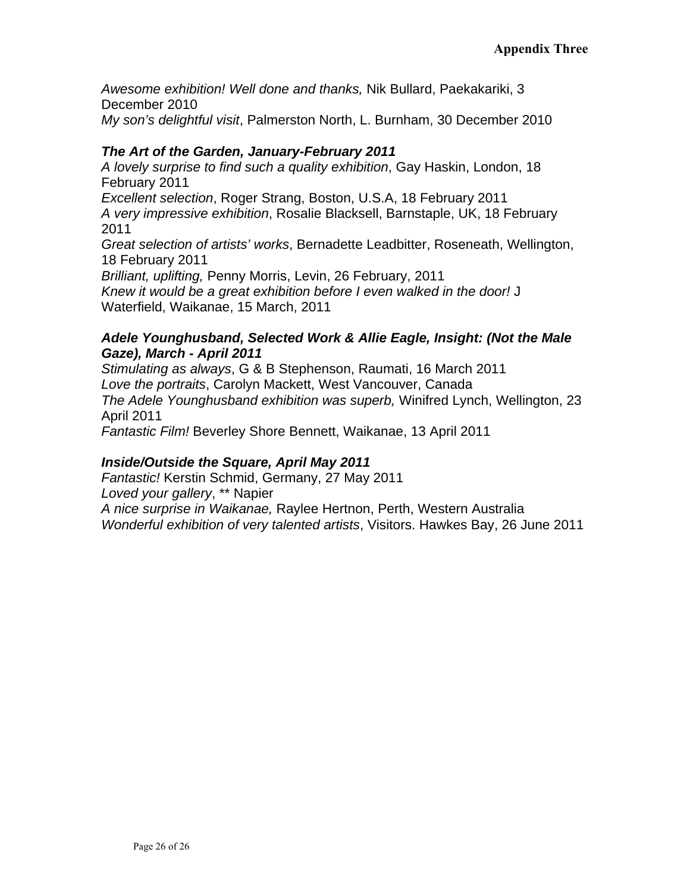*Awesome exhibition! Well done and thanks,* Nik Bullard, Paekakariki, 3 December 2010
*My son's delightful visit*, Palmerston North, L. Burnham, 30 December 2010

***The Art of the Garden, January-February 2011***
*A lovely surprise to find such a quality exhibition*, Gay Haskin, London, 18 February 2011
*Excellent selection*, Roger Strang, Boston, U.S.A, 18 February 2011
*A very impressive exhibition*, Rosalie Blacksell, Barnstaple, UK, 18 February 2011
*Great selection of artists' works*, Bernadette Leadbitter, Roseneath, Wellington, 18 February 2011
*Brilliant, uplifting,* Penny Morris, Levin, 26 February, 2011
*Knew it would be a great exhibition before I even walked in the door!* J Waterfield, Waikanae, 15 March, 2011

***Adele Younghusband, Selected Work & Allie Eagle, Insight: (Not the Male Gaze), March - April 2011***
*Stimulating as always*, G & B Stephenson, Raumati, 16 March 2011
*Love the portraits*, Carolyn Mackett, West Vancouver, Canada
*The Adele Younghusband exhibition was superb,* Winifred Lynch, Wellington, 23 April 2011
*Fantastic Film!* Beverley Shore Bennett, Waikanae, 13 April 2011

***Inside/Outside the Square, April May 2011***
*Fantastic!* Kerstin Schmid, Germany, 27 May 2011
*Loved your gallery*, ** Napier
*A nice surprise in Waikanae,* Raylee Hertnon, Perth, Western Australia
*Wonderful exhibition of very talented artists*, Visitors. Hawkes Bay, 26 June 2011